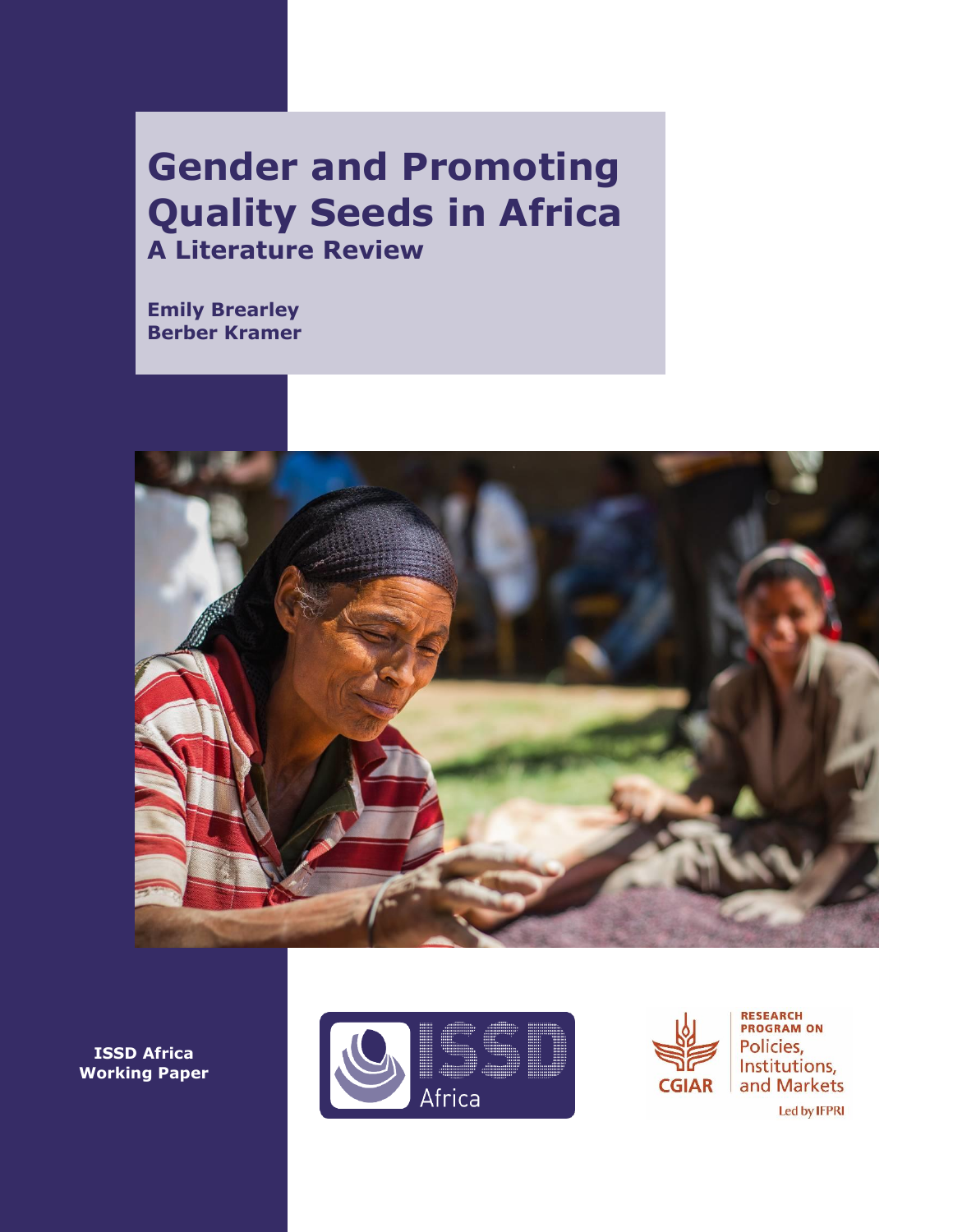# Gender and Promoting Quality Seeds in Africa

## A Literature Review

**Emily Brearley**
**Berber Kramer**

**ISSD Africa Working Paper**

ISSD Africa

CGIAR RESEARCH PROGRAM ON Policies, Institutions, and Markets

Led by IFPRI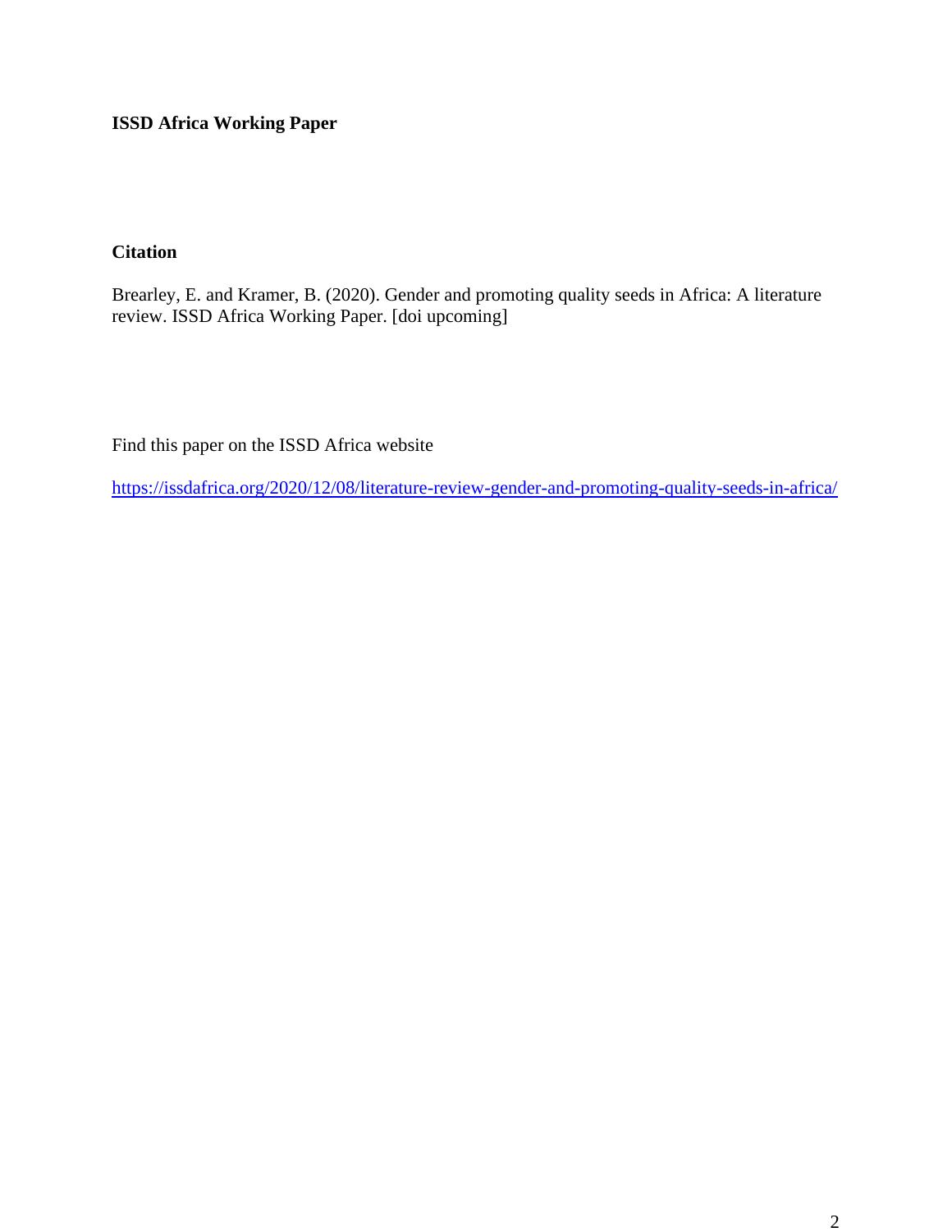**ISSD Africa Working Paper**

**Citation**

Brearley, E. and Kramer, B. (2020). Gender and promoting quality seeds in Africa: A literature review. ISSD Africa Working Paper. [doi upcoming]

Find this paper on the ISSD Africa website

https://issdafrica.org/2020/12/08/literature-review-gender-and-promoting-quality-seeds-in-africa/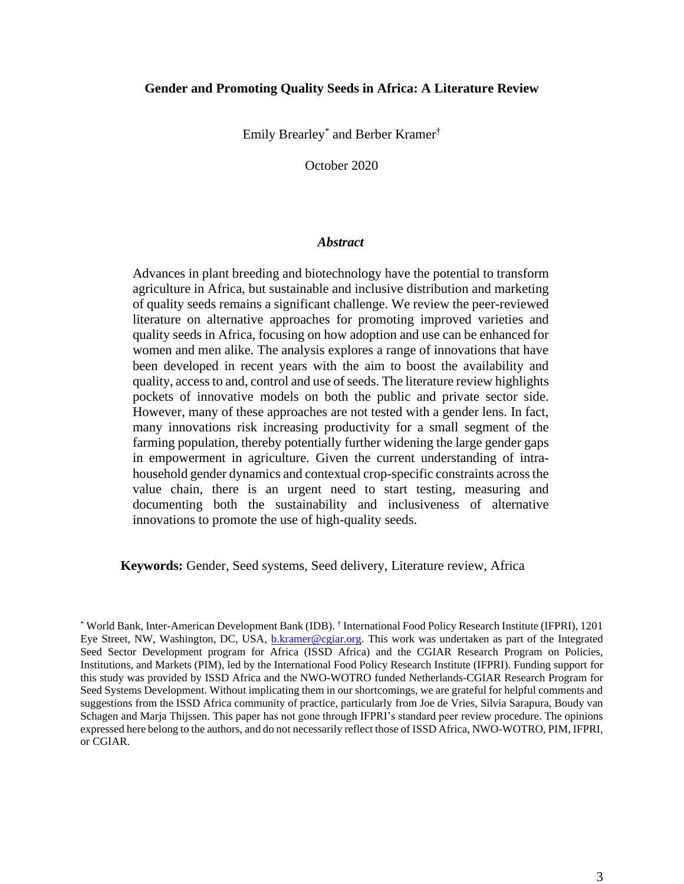# Gender and Promoting Quality Seeds in Africa: A Literature Review

Emily Brearley[*] and Berber Kramer[†]

October 2020

### *Abstract*

Advances in plant breeding and biotechnology have the potential to transform agriculture in Africa, but sustainable and inclusive distribution and marketing of quality seeds remains a significant challenge. We review the peer-reviewed literature on alternative approaches for promoting improved varieties and quality seeds in Africa, focusing on how adoption and use can be enhanced for women and men alike. The analysis explores a range of innovations that have been developed in recent years with the aim to boost the availability and quality, access to and, control and use of seeds. The literature review highlights pockets of innovative models on both the public and private sector side. However, many of these approaches are not tested with a gender lens. In fact, many innovations risk increasing productivity for a small segment of the farming population, thereby potentially further widening the large gender gaps in empowerment in agriculture. Given the current understanding of intra-household gender dynamics and contextual crop-specific constraints across the value chain, there is an urgent need to start testing, measuring and documenting both the sustainability and inclusiveness of alternative innovations to promote the use of high-quality seeds.

**Keywords:** Gender, Seed systems, Seed delivery, Literature review, Africa

[*] World Bank, Inter-American Development Bank (IDB). [†] International Food Policy Research Institute (IFPRI), 1201 Eye Street, NW, Washington, DC, USA, b.kramer@cgiar.org. This work was undertaken as part of the Integrated Seed Sector Development program for Africa (ISSD Africa) and the CGIAR Research Program on Policies, Institutions, and Markets (PIM), led by the International Food Policy Research Institute (IFPRI). Funding support for this study was provided by ISSD Africa and the NWO-WOTRO funded Netherlands-CGIAR Research Program for Seed Systems Development. Without implicating them in our shortcomings, we are grateful for helpful comments and suggestions from the ISSD Africa community of practice, particularly from Joe de Vries, Silvia Sarapura, Boudy van Schagen and Marja Thijssen. This paper has not gone through IFPRI's standard peer review procedure. The opinions expressed here belong to the authors, and do not necessarily reflect those of ISSD Africa, NWO-WOTRO, PIM, IFPRI, or CGIAR.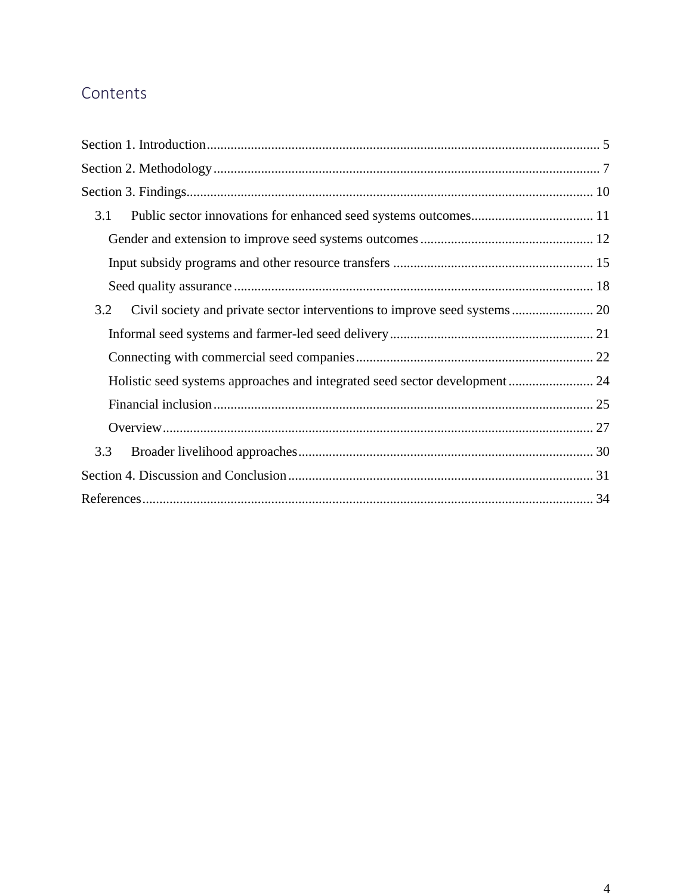## Contents

Section 1. Introduction .................................................................................................................. 5

Section 2. Methodology ................................................................................................................ 7

Section 3. Findings ...................................................................................................................... 10

- 3.1 Public sector innovations for enhanced seed systems outcomes .................................... 11
  - Gender and extension to improve seed systems outcomes ................................................... 12
  - Input subsidy programs and other resource transfers ........................................................... 15
  - Seed quality assurance .......................................................................................................... 18
- 3.2 Civil society and private sector interventions to improve seed systems ........................ 20
  - Informal seed systems and farmer-led seed delivery ............................................................ 21
  - Connecting with commercial seed companies ...................................................................... 22
  - Holistic seed systems approaches and integrated seed sector development ......................... 24
  - Financial inclusion ................................................................................................................ 25
  - Overview ............................................................................................................................... 27
- 3.3 Broader livelihood approaches ....................................................................................... 30

Section 4. Discussion and Conclusion ......................................................................................... 31

References .................................................................................................................................... 34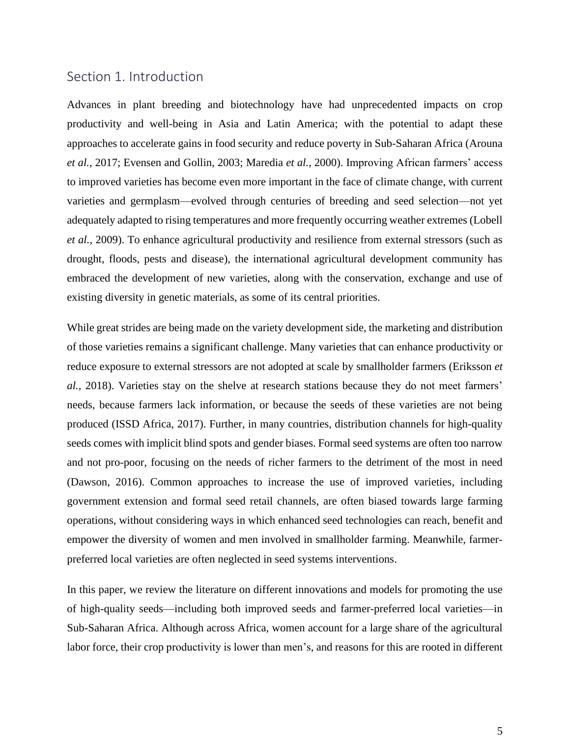## Section 1. Introduction

Advances in plant breeding and biotechnology have had unprecedented impacts on crop productivity and well-being in Asia and Latin America; with the potential to adapt these approaches to accelerate gains in food security and reduce poverty in Sub-Saharan Africa (Arouna *et al.*, 2017; Evensen and Gollin, 2003; Maredia *et al.*, 2000). Improving African farmers' access to improved varieties has become even more important in the face of climate change, with current varieties and germplasm—evolved through centuries of breeding and seed selection—not yet adequately adapted to rising temperatures and more frequently occurring weather extremes (Lobell *et al.*, 2009). To enhance agricultural productivity and resilience from external stressors (such as drought, floods, pests and disease), the international agricultural development community has embraced the development of new varieties, along with the conservation, exchange and use of existing diversity in genetic materials, as some of its central priorities.

While great strides are being made on the variety development side, the marketing and distribution of those varieties remains a significant challenge. Many varieties that can enhance productivity or reduce exposure to external stressors are not adopted at scale by smallholder farmers (Eriksson *et al.*, 2018). Varieties stay on the shelve at research stations because they do not meet farmers' needs, because farmers lack information, or because the seeds of these varieties are not being produced (ISSD Africa, 2017). Further, in many countries, distribution channels for high-quality seeds comes with implicit blind spots and gender biases. Formal seed systems are often too narrow and not pro-poor, focusing on the needs of richer farmers to the detriment of the most in need (Dawson, 2016). Common approaches to increase the use of improved varieties, including government extension and formal seed retail channels, are often biased towards large farming operations, without considering ways in which enhanced seed technologies can reach, benefit and empower the diversity of women and men involved in smallholder farming. Meanwhile, farmer-preferred local varieties are often neglected in seed systems interventions.

In this paper, we review the literature on different innovations and models for promoting the use of high-quality seeds—including both improved seeds and farmer-preferred local varieties—in Sub-Saharan Africa. Although across Africa, women account for a large share of the agricultural labor force, their crop productivity is lower than men's, and reasons for this are rooted in different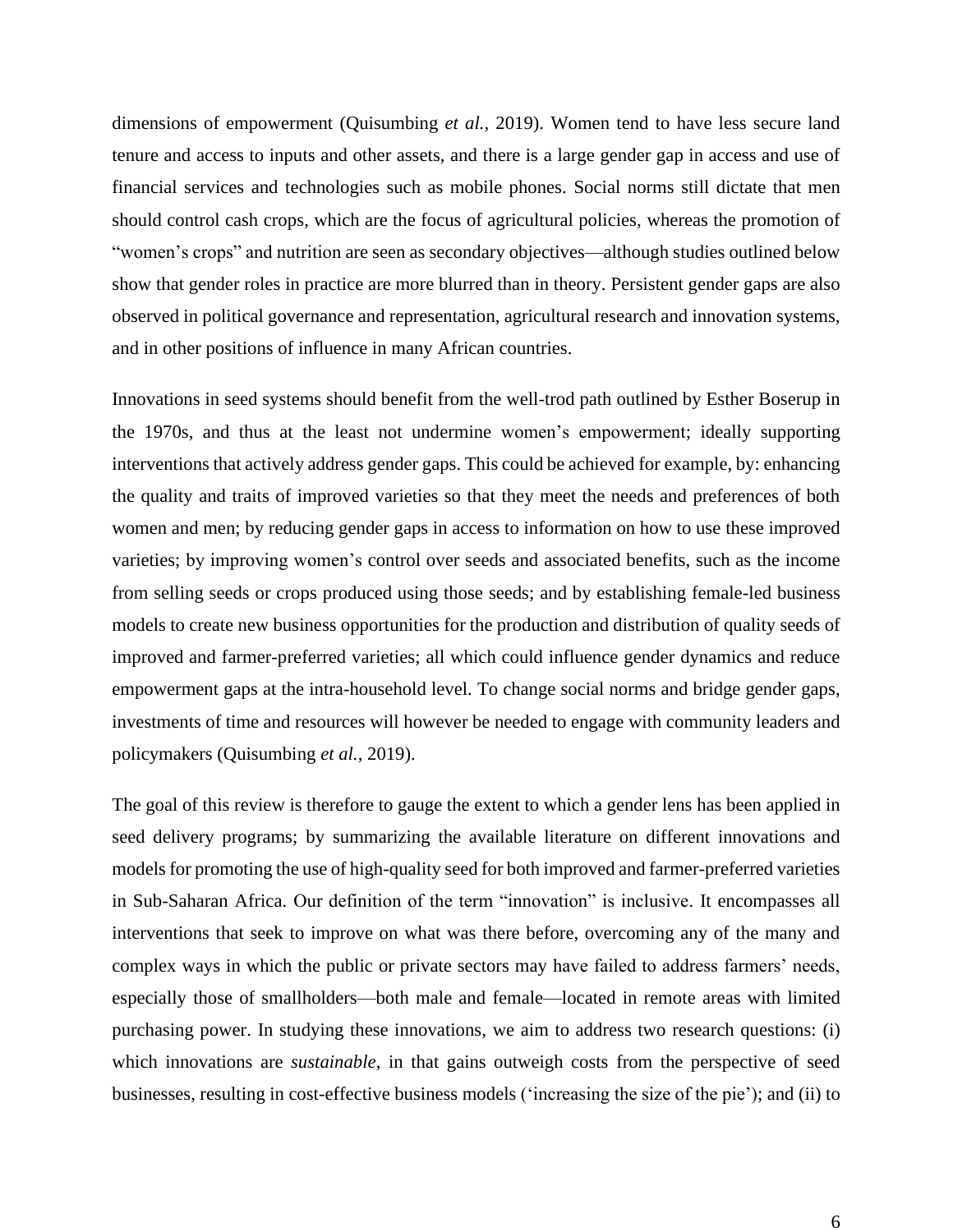dimensions of empowerment (Quisumbing *et al.*, 2019). Women tend to have less secure land tenure and access to inputs and other assets, and there is a large gender gap in access and use of financial services and technologies such as mobile phones. Social norms still dictate that men should control cash crops, which are the focus of agricultural policies, whereas the promotion of "women's crops" and nutrition are seen as secondary objectives—although studies outlined below show that gender roles in practice are more blurred than in theory. Persistent gender gaps are also observed in political governance and representation, agricultural research and innovation systems, and in other positions of influence in many African countries.

Innovations in seed systems should benefit from the well-trod path outlined by Esther Boserup in the 1970s, and thus at the least not undermine women's empowerment; ideally supporting interventions that actively address gender gaps. This could be achieved for example, by: enhancing the quality and traits of improved varieties so that they meet the needs and preferences of both women and men; by reducing gender gaps in access to information on how to use these improved varieties; by improving women's control over seeds and associated benefits, such as the income from selling seeds or crops produced using those seeds; and by establishing female-led business models to create new business opportunities for the production and distribution of quality seeds of improved and farmer-preferred varieties; all which could influence gender dynamics and reduce empowerment gaps at the intra-household level. To change social norms and bridge gender gaps, investments of time and resources will however be needed to engage with community leaders and policymakers (Quisumbing *et al.*, 2019).

The goal of this review is therefore to gauge the extent to which a gender lens has been applied in seed delivery programs; by summarizing the available literature on different innovations and models for promoting the use of high-quality seed for both improved and farmer-preferred varieties in Sub-Saharan Africa. Our definition of the term "innovation" is inclusive. It encompasses all interventions that seek to improve on what was there before, overcoming any of the many and complex ways in which the public or private sectors may have failed to address farmers' needs, especially those of smallholders—both male and female—located in remote areas with limited purchasing power. In studying these innovations, we aim to address two research questions: (i) which innovations are *sustainable*, in that gains outweigh costs from the perspective of seed businesses, resulting in cost-effective business models ('increasing the size of the pie'); and (ii) to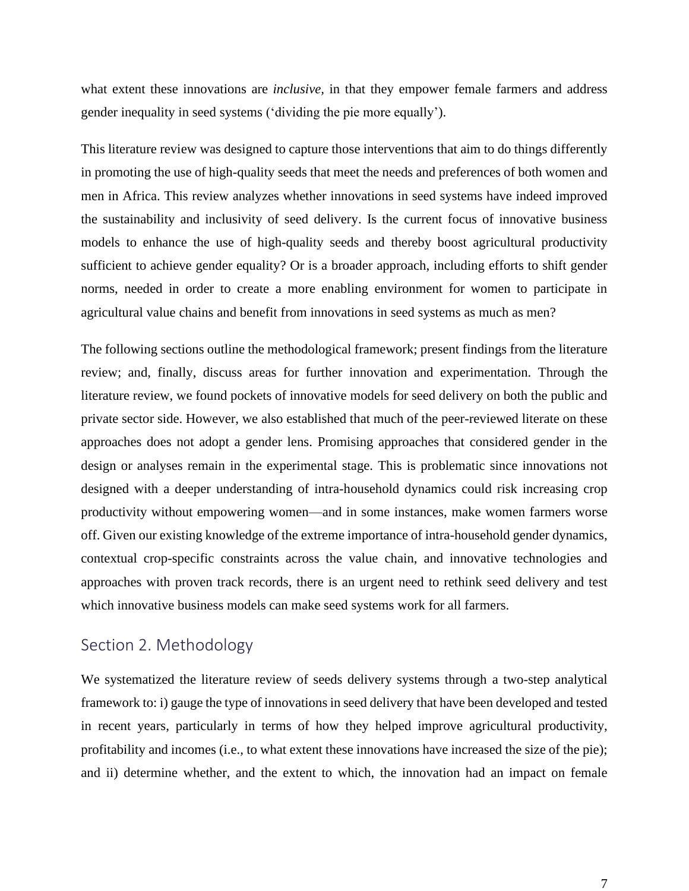what extent these innovations are *inclusive,* in that they empower female farmers and address gender inequality in seed systems (‘dividing the pie more equally’).

This literature review was designed to capture those interventions that aim to do things differently in promoting the use of high-quality seeds that meet the needs and preferences of both women and men in Africa. This review analyzes whether innovations in seed systems have indeed improved the sustainability and inclusivity of seed delivery. Is the current focus of innovative business models to enhance the use of high-quality seeds and thereby boost agricultural productivity sufficient to achieve gender equality? Or is a broader approach, including efforts to shift gender norms, needed in order to create a more enabling environment for women to participate in agricultural value chains and benefit from innovations in seed systems as much as men?

The following sections outline the methodological framework; present findings from the literature review; and, finally, discuss areas for further innovation and experimentation. Through the literature review, we found pockets of innovative models for seed delivery on both the public and private sector side. However, we also established that much of the peer-reviewed literate on these approaches does not adopt a gender lens. Promising approaches that considered gender in the design or analyses remain in the experimental stage. This is problematic since innovations not designed with a deeper understanding of intra-household dynamics could risk increasing crop productivity without empowering women—and in some instances, make women farmers worse off. Given our existing knowledge of the extreme importance of intra-household gender dynamics, contextual crop-specific constraints across the value chain, and innovative technologies and approaches with proven track records, there is an urgent need to rethink seed delivery and test which innovative business models can make seed systems work for all farmers.

## Section 2. Methodology

We systematized the literature review of seeds delivery systems through a two-step analytical framework to: i) gauge the type of innovations in seed delivery that have been developed and tested in recent years, particularly in terms of how they helped improve agricultural productivity, profitability and incomes (i.e., to what extent these innovations have increased the size of the pie); and ii) determine whether, and the extent to which, the innovation had an impact on female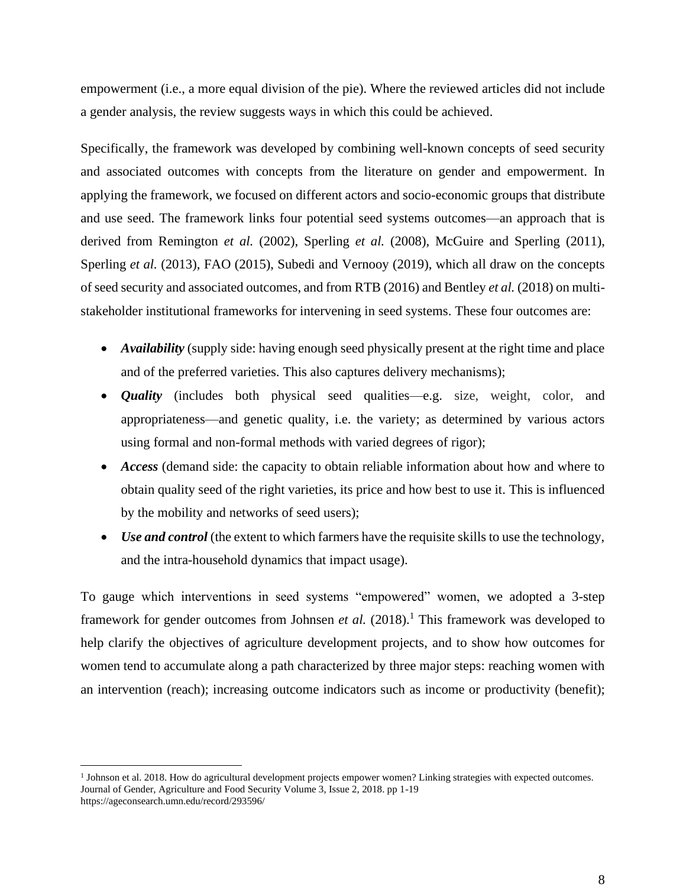empowerment (i.e., a more equal division of the pie). Where the reviewed articles did not include a gender analysis, the review suggests ways in which this could be achieved.

Specifically, the framework was developed by combining well-known concepts of seed security and associated outcomes with concepts from the literature on gender and empowerment. In applying the framework, we focused on different actors and socio-economic groups that distribute and use seed. The framework links four potential seed systems outcomes—an approach that is derived from Remington *et al.* (2002), Sperling *et al.* (2008), McGuire and Sperling (2011), Sperling *et al.* (2013), FAO (2015), Subedi and Vernooy (2019), which all draw on the concepts of seed security and associated outcomes, and from RTB (2016) and Bentley *et al.* (2018) on multi-stakeholder institutional frameworks for intervening in seed systems. These four outcomes are:

- ***Availability*** (supply side: having enough seed physically present at the right time and place and of the preferred varieties. This also captures delivery mechanisms);
- ***Quality*** (includes both physical seed qualities—e.g. size, weight, color, and appropriateness—and genetic quality, i.e. the variety; as determined by various actors using formal and non-formal methods with varied degrees of rigor);
- ***Access*** (demand side: the capacity to obtain reliable information about how and where to obtain quality seed of the right varieties, its price and how best to use it. This is influenced by the mobility and networks of seed users);
- ***Use and control*** (the extent to which farmers have the requisite skills to use the technology, and the intra-household dynamics that impact usage).

To gauge which interventions in seed systems "empowered" women, we adopted a 3-step framework for gender outcomes from Johnsen *et al.* (2018).[1] This framework was developed to help clarify the objectives of agriculture development projects, and to show how outcomes for women tend to accumulate along a path characterized by three major steps: reaching women with an intervention (reach); increasing outcome indicators such as income or productivity (benefit);

[1] Johnson et al. 2018. How do agricultural development projects empower women? Linking strategies with expected outcomes. Journal of Gender, Agriculture and Food Security Volume 3, Issue 2, 2018. pp 1-19 https://ageconsearch.umn.edu/record/293596/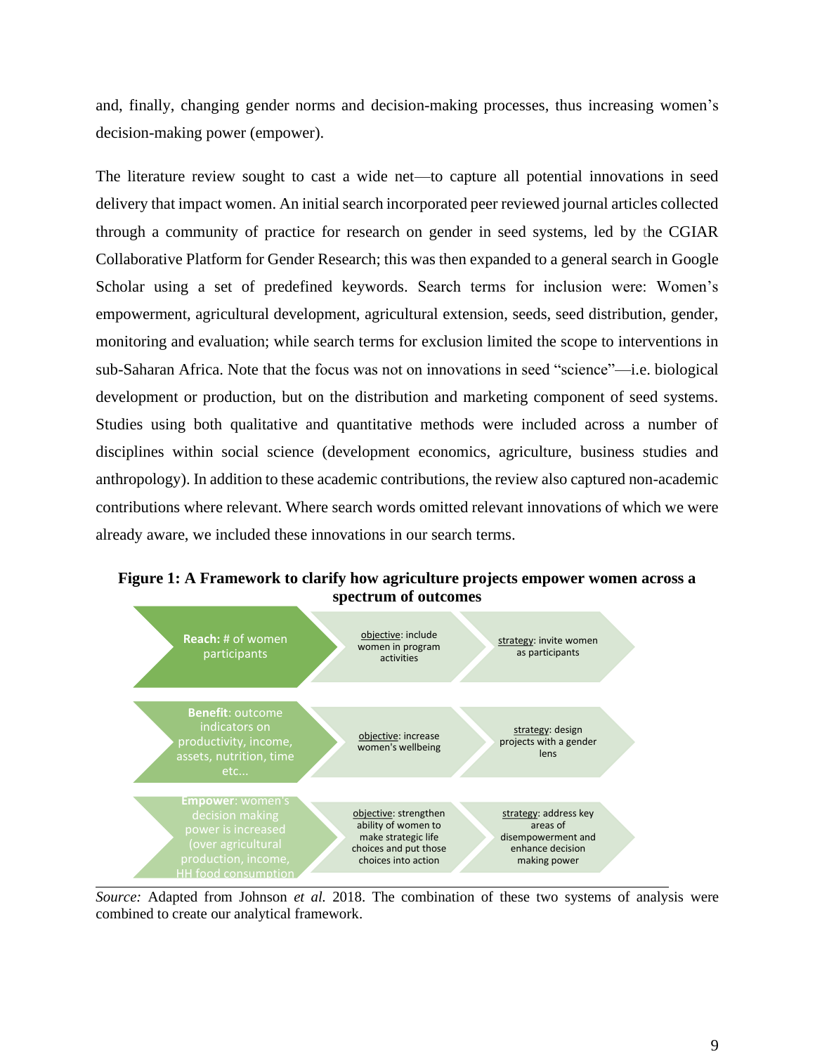and, finally, changing gender norms and decision-making processes, thus increasing women's decision-making power (empower).

The literature review sought to cast a wide net—to capture all potential innovations in seed delivery that impact women. An initial search incorporated peer reviewed journal articles collected through a community of practice for research on gender in seed systems, led by the CGIAR Collaborative Platform for Gender Research; this was then expanded to a general search in Google Scholar using a set of predefined keywords. Search terms for inclusion were: Women's empowerment, agricultural development, agricultural extension, seeds, seed distribution, gender, monitoring and evaluation; while search terms for exclusion limited the scope to interventions in sub-Saharan Africa. Note that the focus was not on innovations in seed "science"—i.e. biological development or production, but on the distribution and marketing component of seed systems. Studies using both qualitative and quantitative methods were included across a number of disciplines within social science (development economics, agriculture, business studies and anthropology). In addition to these academic contributions, the review also captured non-academic contributions where relevant. Where search words omitted relevant innovations of which we were already aware, we included these innovations in our search terms.

**Figure 1: A Framework to clarify how agriculture projects empower women across a spectrum of outcomes**

| | | |
|---|---|---|
| **Reach:** # of women participants | objective: include women in program activities | strategy: invite women as participants |
| **Benefit**: outcome indicators on productivity, income, assets, nutrition, time etc... | objective: increase women's wellbeing | strategy: design projects with a gender lens |
| **Empower**: women's decision making power is increased (over agricultural production, income, HH food consumption | objective: strengthen ability of women to make strategic life choices and put those choices into action | strategy: address key areas of disempowerment and enhance decision making power |

*Source:* Adapted from Johnson *et al.* 2018. The combination of these two systems of analysis were combined to create our analytical framework.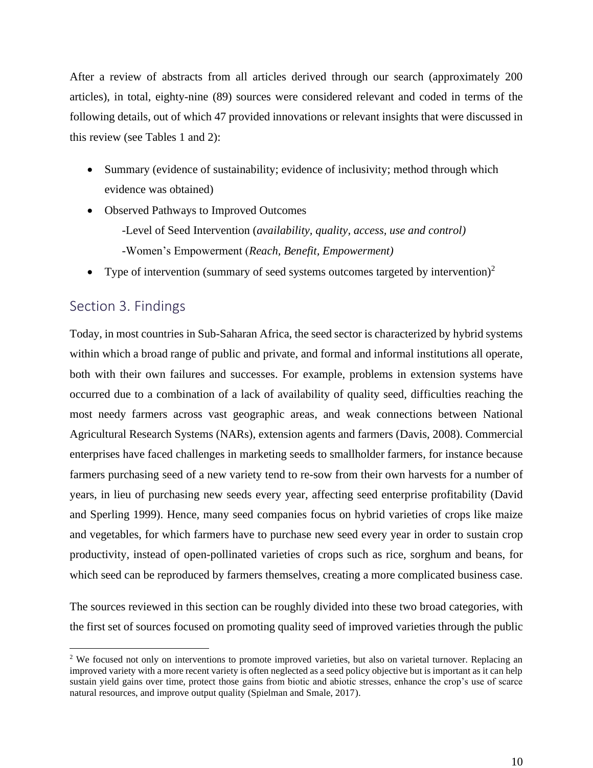After a review of abstracts from all articles derived through our search (approximately 200 articles), in total, eighty-nine (89) sources were considered relevant and coded in terms of the following details, out of which 47 provided innovations or relevant insights that were discussed in this review (see Tables 1 and 2):

- Summary (evidence of sustainability; evidence of inclusivity; method through which evidence was obtained)
- Observed Pathways to Improved Outcomes
  - -Level of Seed Intervention (*availability, quality, access, use and control)*
  - -Women's Empowerment (*Reach, Benefit, Empowerment)*
- Type of intervention (summary of seed systems outcomes targeted by intervention)[2]

## Section 3. Findings

Today, in most countries in Sub-Saharan Africa, the seed sector is characterized by hybrid systems within which a broad range of public and private, and formal and informal institutions all operate, both with their own failures and successes. For example, problems in extension systems have occurred due to a combination of a lack of availability of quality seed, difficulties reaching the most needy farmers across vast geographic areas, and weak connections between National Agricultural Research Systems (NARs), extension agents and farmers (Davis, 2008). Commercial enterprises have faced challenges in marketing seeds to smallholder farmers, for instance because farmers purchasing seed of a new variety tend to re-sow from their own harvests for a number of years, in lieu of purchasing new seeds every year, affecting seed enterprise profitability (David and Sperling 1999). Hence, many seed companies focus on hybrid varieties of crops like maize and vegetables, for which farmers have to purchase new seed every year in order to sustain crop productivity, instead of open-pollinated varieties of crops such as rice, sorghum and beans, for which seed can be reproduced by farmers themselves, creating a more complicated business case.

The sources reviewed in this section can be roughly divided into these two broad categories, with the first set of sources focused on promoting quality seed of improved varieties through the public

[2] We focused not only on interventions to promote improved varieties, but also on varietal turnover. Replacing an improved variety with a more recent variety is often neglected as a seed policy objective but is important as it can help sustain yield gains over time, protect those gains from biotic and abiotic stresses, enhance the crop's use of scarce natural resources, and improve output quality (Spielman and Smale, 2017).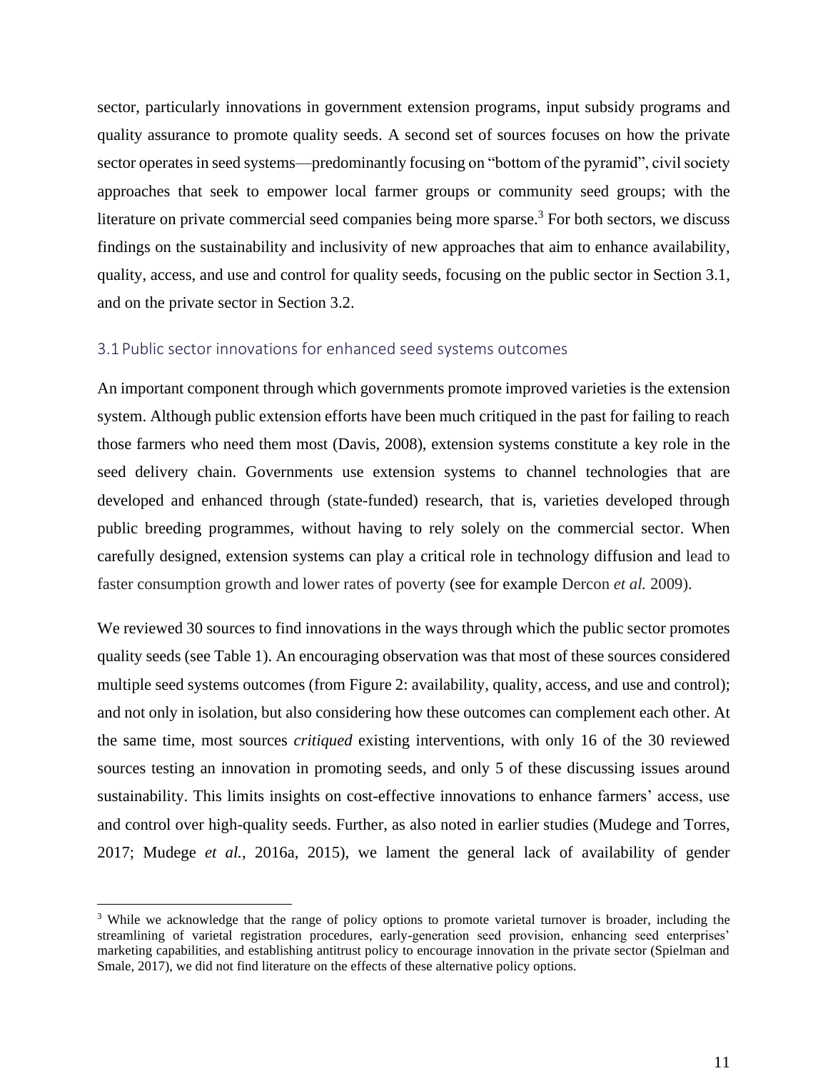sector, particularly innovations in government extension programs, input subsidy programs and quality assurance to promote quality seeds. A second set of sources focuses on how the private sector operates in seed systems—predominantly focusing on "bottom of the pyramid", civil society approaches that seek to empower local farmer groups or community seed groups; with the literature on private commercial seed companies being more sparse.[3] For both sectors, we discuss findings on the sustainability and inclusivity of new approaches that aim to enhance availability, quality, access, and use and control for quality seeds, focusing on the public sector in Section 3.1, and on the private sector in Section 3.2.

### 3.1 Public sector innovations for enhanced seed systems outcomes

An important component through which governments promote improved varieties is the extension system. Although public extension efforts have been much critiqued in the past for failing to reach those farmers who need them most (Davis, 2008), extension systems constitute a key role in the seed delivery chain. Governments use extension systems to channel technologies that are developed and enhanced through (state-funded) research, that is, varieties developed through public breeding programmes, without having to rely solely on the commercial sector. When carefully designed, extension systems can play a critical role in technology diffusion and lead to faster consumption growth and lower rates of poverty (see for example Dercon *et al.* 2009).

We reviewed 30 sources to find innovations in the ways through which the public sector promotes quality seeds (see Table 1). An encouraging observation was that most of these sources considered multiple seed systems outcomes (from Figure 2: availability, quality, access, and use and control); and not only in isolation, but also considering how these outcomes can complement each other. At the same time, most sources *critiqued* existing interventions, with only 16 of the 30 reviewed sources testing an innovation in promoting seeds, and only 5 of these discussing issues around sustainability. This limits insights on cost-effective innovations to enhance farmers' access, use and control over high-quality seeds. Further, as also noted in earlier studies (Mudege and Torres, 2017; Mudege *et al.*, 2016a, 2015), we lament the general lack of availability of gender

[3] While we acknowledge that the range of policy options to promote varietal turnover is broader, including the streamlining of varietal registration procedures, early-generation seed provision, enhancing seed enterprises' marketing capabilities, and establishing antitrust policy to encourage innovation in the private sector (Spielman and Smale, 2017), we did not find literature on the effects of these alternative policy options.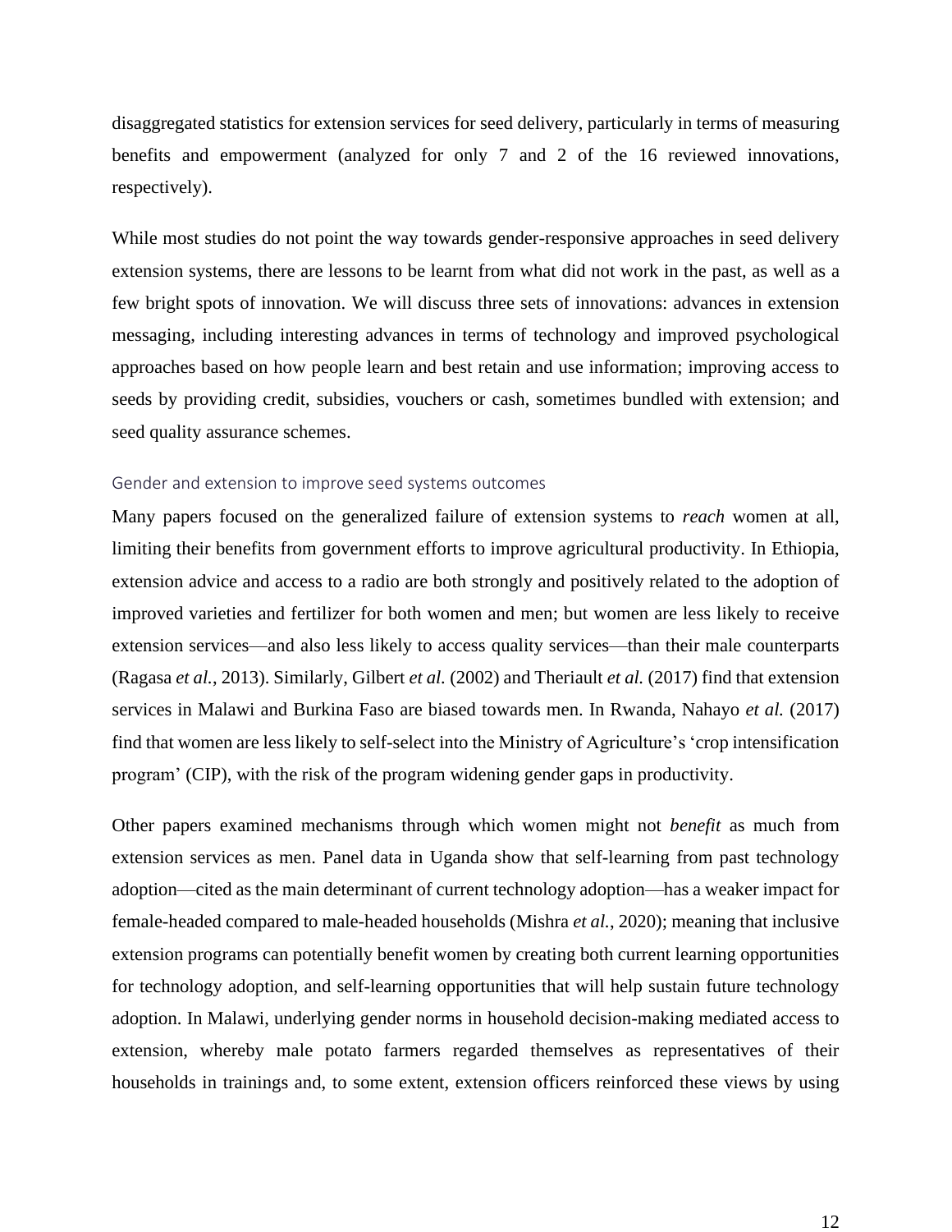disaggregated statistics for extension services for seed delivery, particularly in terms of measuring benefits and empowerment (analyzed for only 7 and 2 of the 16 reviewed innovations, respectively).

While most studies do not point the way towards gender-responsive approaches in seed delivery extension systems, there are lessons to be learnt from what did not work in the past, as well as a few bright spots of innovation. We will discuss three sets of innovations: advances in extension messaging, including interesting advances in terms of technology and improved psychological approaches based on how people learn and best retain and use information; improving access to seeds by providing credit, subsidies, vouchers or cash, sometimes bundled with extension; and seed quality assurance schemes.

### Gender and extension to improve seed systems outcomes

Many papers focused on the generalized failure of extension systems to *reach* women at all, limiting their benefits from government efforts to improve agricultural productivity. In Ethiopia, extension advice and access to a radio are both strongly and positively related to the adoption of improved varieties and fertilizer for both women and men; but women are less likely to receive extension services—and also less likely to access quality services—than their male counterparts (Ragasa *et al.*, 2013). Similarly, Gilbert *et al.* (2002) and Theriault *et al.* (2017) find that extension services in Malawi and Burkina Faso are biased towards men. In Rwanda, Nahayo *et al.* (2017) find that women are less likely to self-select into the Ministry of Agriculture's 'crop intensification program' (CIP), with the risk of the program widening gender gaps in productivity.

Other papers examined mechanisms through which women might not *benefit* as much from extension services as men. Panel data in Uganda show that self-learning from past technology adoption—cited as the main determinant of current technology adoption—has a weaker impact for female-headed compared to male-headed households (Mishra *et al.*, 2020); meaning that inclusive extension programs can potentially benefit women by creating both current learning opportunities for technology adoption, and self-learning opportunities that will help sustain future technology adoption. In Malawi, underlying gender norms in household decision-making mediated access to extension, whereby male potato farmers regarded themselves as representatives of their households in trainings and, to some extent, extension officers reinforced these views by using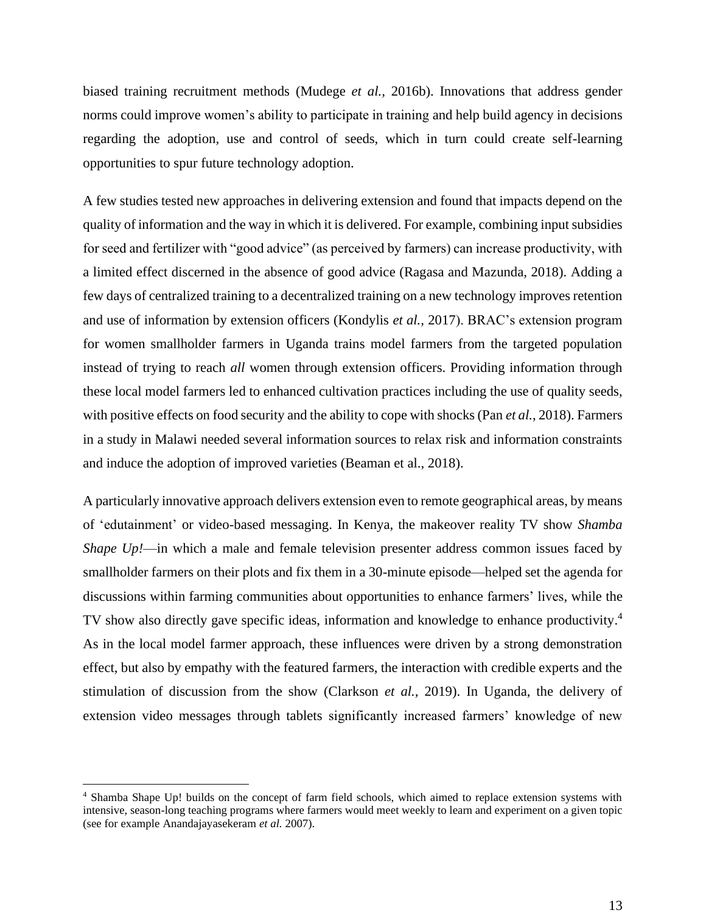biased training recruitment methods (Mudege *et al.,* 2016b). Innovations that address gender norms could improve women's ability to participate in training and help build agency in decisions regarding the adoption, use and control of seeds, which in turn could create self-learning opportunities to spur future technology adoption.

A few studies tested new approaches in delivering extension and found that impacts depend on the quality of information and the way in which it is delivered. For example, combining input subsidies for seed and fertilizer with "good advice" (as perceived by farmers) can increase productivity, with a limited effect discerned in the absence of good advice (Ragasa and Mazunda, 2018). Adding a few days of centralized training to a decentralized training on a new technology improves retention and use of information by extension officers (Kondylis *et al.,* 2017). BRAC's extension program for women smallholder farmers in Uganda trains model farmers from the targeted population instead of trying to reach *all* women through extension officers. Providing information through these local model farmers led to enhanced cultivation practices including the use of quality seeds, with positive effects on food security and the ability to cope with shocks (Pan *et al.*, 2018). Farmers in a study in Malawi needed several information sources to relax risk and information constraints and induce the adoption of improved varieties (Beaman et al., 2018).

A particularly innovative approach delivers extension even to remote geographical areas, by means of 'edutainment' or video-based messaging. In Kenya, the makeover reality TV show *Shamba Shape Up!*—in which a male and female television presenter address common issues faced by smallholder farmers on their plots and fix them in a 30-minute episode—helped set the agenda for discussions within farming communities about opportunities to enhance farmers' lives, while the TV show also directly gave specific ideas, information and knowledge to enhance productivity.[4] As in the local model farmer approach, these influences were driven by a strong demonstration effect, but also by empathy with the featured farmers, the interaction with credible experts and the stimulation of discussion from the show (Clarkson *et al.,* 2019). In Uganda, the delivery of extension video messages through tablets significantly increased farmers' knowledge of new

[4] Shamba Shape Up! builds on the concept of farm field schools, which aimed to replace extension systems with intensive, season-long teaching programs where farmers would meet weekly to learn and experiment on a given topic (see for example Anandajayasekeram *et al.* 2007).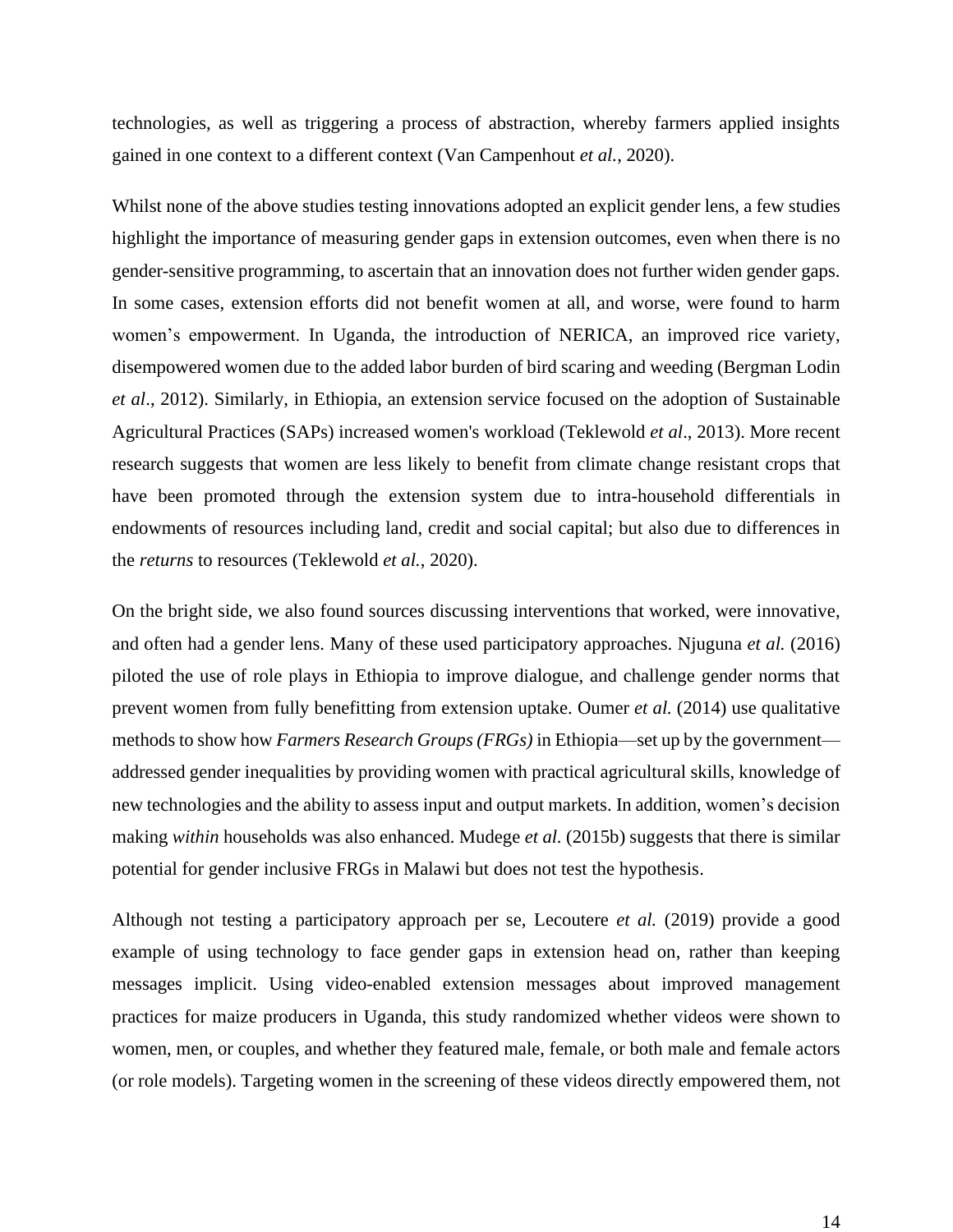technologies, as well as triggering a process of abstraction, whereby farmers applied insights gained in one context to a different context (Van Campenhout *et al.*, 2020).

Whilst none of the above studies testing innovations adopted an explicit gender lens, a few studies highlight the importance of measuring gender gaps in extension outcomes, even when there is no gender-sensitive programming, to ascertain that an innovation does not further widen gender gaps. In some cases, extension efforts did not benefit women at all, and worse, were found to harm women's empowerment. In Uganda, the introduction of NERICA, an improved rice variety, disempowered women due to the added labor burden of bird scaring and weeding (Bergman Lodin *et al*., 2012). Similarly, in Ethiopia, an extension service focused on the adoption of Sustainable Agricultural Practices (SAPs) increased women's workload (Teklewold *et al*., 2013). More recent research suggests that women are less likely to benefit from climate change resistant crops that have been promoted through the extension system due to intra-household differentials in endowments of resources including land, credit and social capital; but also due to differences in the *returns* to resources (Teklewold *et al.*, 2020).

On the bright side, we also found sources discussing interventions that worked, were innovative, and often had a gender lens. Many of these used participatory approaches. Njuguna *et al.* (2016) piloted the use of role plays in Ethiopia to improve dialogue, and challenge gender norms that prevent women from fully benefitting from extension uptake. Oumer *et al.* (2014) use qualitative methods to show how *Farmers Research Groups (FRGs)* in Ethiopia—set up by the government—addressed gender inequalities by providing women with practical agricultural skills, knowledge of new technologies and the ability to assess input and output markets. In addition, women's decision making *within* households was also enhanced. Mudege *et al.* (2015b) suggests that there is similar potential for gender inclusive FRGs in Malawi but does not test the hypothesis.

Although not testing a participatory approach per se, Lecoutere *et al.* (2019) provide a good example of using technology to face gender gaps in extension head on, rather than keeping messages implicit. Using video-enabled extension messages about improved management practices for maize producers in Uganda, this study randomized whether videos were shown to women, men, or couples, and whether they featured male, female, or both male and female actors (or role models). Targeting women in the screening of these videos directly empowered them, not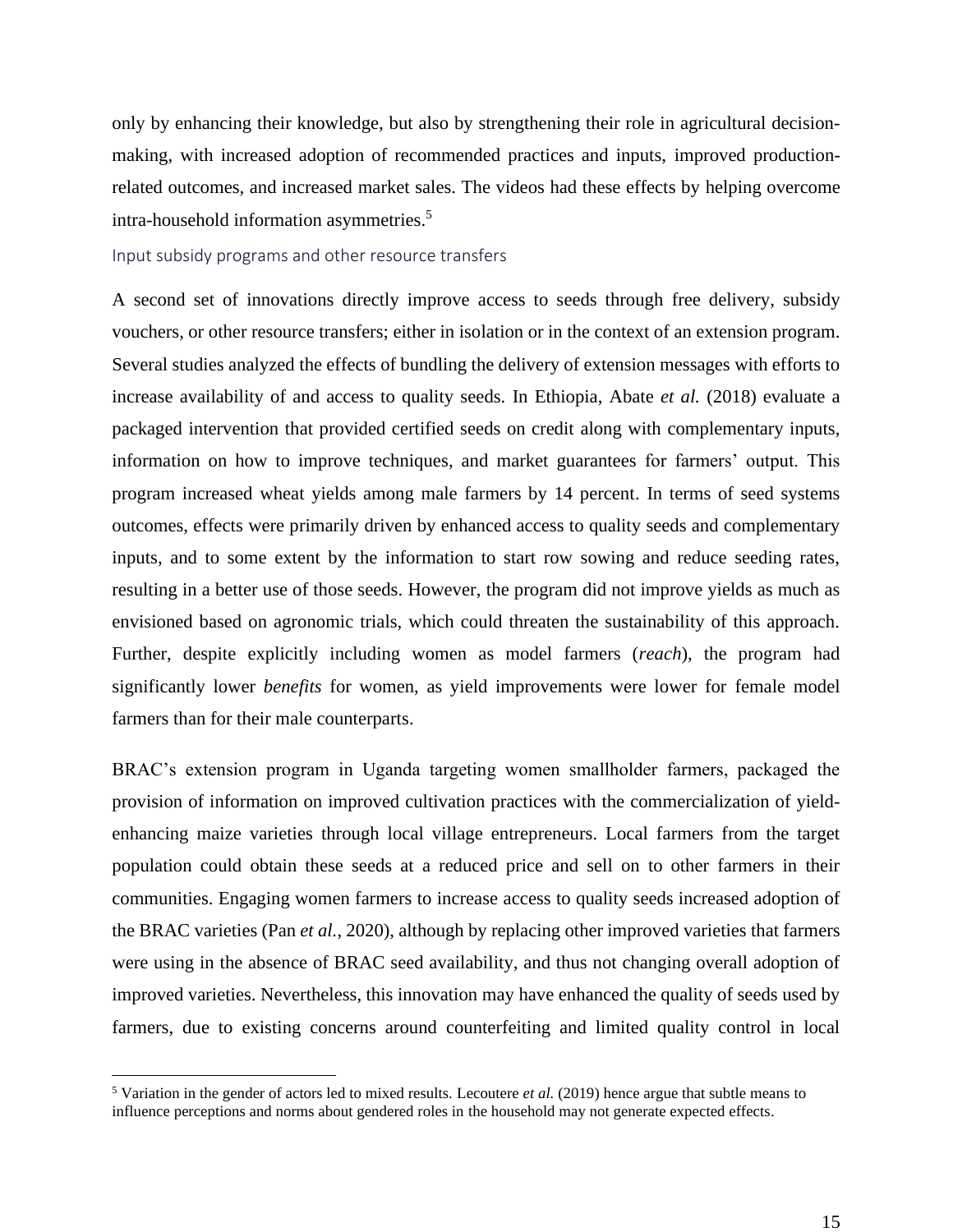only by enhancing their knowledge, but also by strengthening their role in agricultural decision-making, with increased adoption of recommended practices and inputs, improved production-related outcomes, and increased market sales. The videos had these effects by helping overcome intra-household information asymmetries.[5]

### Input subsidy programs and other resource transfers

A second set of innovations directly improve access to seeds through free delivery, subsidy vouchers, or other resource transfers; either in isolation or in the context of an extension program. Several studies analyzed the effects of bundling the delivery of extension messages with efforts to increase availability of and access to quality seeds. In Ethiopia, Abate *et al.* (2018) evaluate a packaged intervention that provided certified seeds on credit along with complementary inputs, information on how to improve techniques, and market guarantees for farmers' output. This program increased wheat yields among male farmers by 14 percent. In terms of seed systems outcomes, effects were primarily driven by enhanced access to quality seeds and complementary inputs, and to some extent by the information to start row sowing and reduce seeding rates, resulting in a better use of those seeds. However, the program did not improve yields as much as envisioned based on agronomic trials, which could threaten the sustainability of this approach. Further, despite explicitly including women as model farmers (*reach*), the program had significantly lower *benefits* for women, as yield improvements were lower for female model farmers than for their male counterparts.

BRAC's extension program in Uganda targeting women smallholder farmers, packaged the provision of information on improved cultivation practices with the commercialization of yield-enhancing maize varieties through local village entrepreneurs. Local farmers from the target population could obtain these seeds at a reduced price and sell on to other farmers in their communities. Engaging women farmers to increase access to quality seeds increased adoption of the BRAC varieties (Pan *et al.*, 2020), although by replacing other improved varieties that farmers were using in the absence of BRAC seed availability, and thus not changing overall adoption of improved varieties. Nevertheless, this innovation may have enhanced the quality of seeds used by farmers, due to existing concerns around counterfeiting and limited quality control in local

---

[5] Variation in the gender of actors led to mixed results. Lecoutere *et al.* (2019) hence argue that subtle means to influence perceptions and norms about gendered roles in the household may not generate expected effects.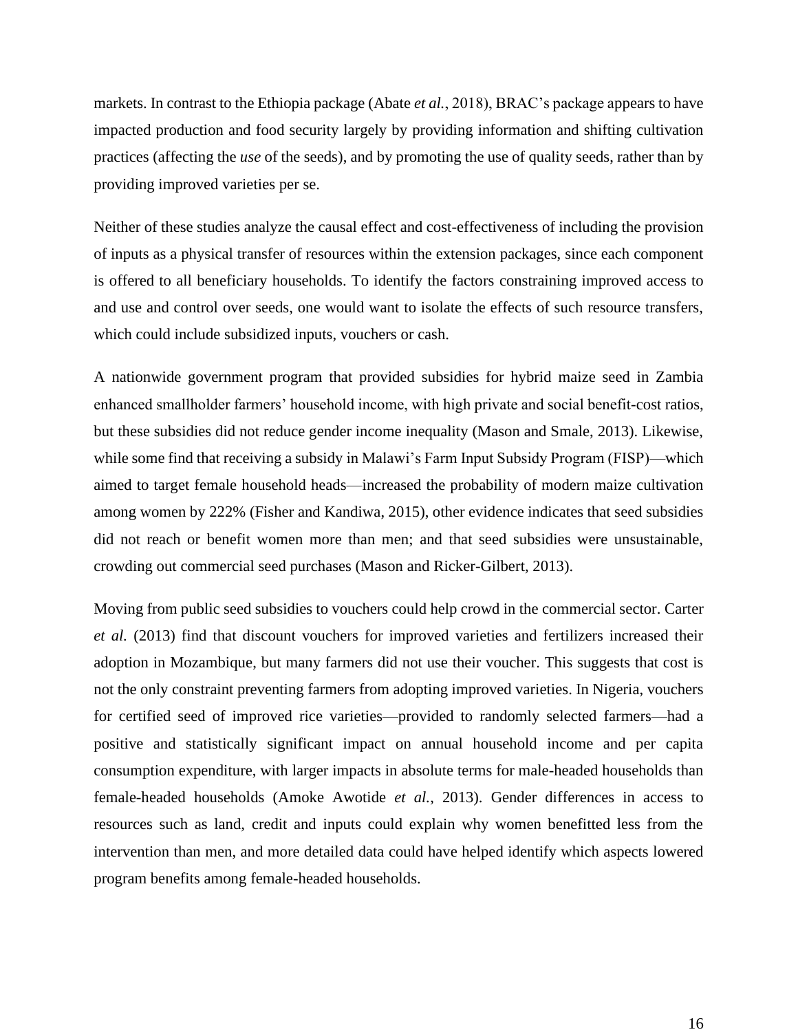markets. In contrast to the Ethiopia package (Abate *et al.*, 2018), BRAC's package appears to have impacted production and food security largely by providing information and shifting cultivation practices (affecting the *use* of the seeds), and by promoting the use of quality seeds, rather than by providing improved varieties per se.

Neither of these studies analyze the causal effect and cost-effectiveness of including the provision of inputs as a physical transfer of resources within the extension packages, since each component is offered to all beneficiary households. To identify the factors constraining improved access to and use and control over seeds, one would want to isolate the effects of such resource transfers, which could include subsidized inputs, vouchers or cash.

A nationwide government program that provided subsidies for hybrid maize seed in Zambia enhanced smallholder farmers' household income, with high private and social benefit-cost ratios, but these subsidies did not reduce gender income inequality (Mason and Smale, 2013). Likewise, while some find that receiving a subsidy in Malawi's Farm Input Subsidy Program (FISP)—which aimed to target female household heads—increased the probability of modern maize cultivation among women by 222% (Fisher and Kandiwa, 2015), other evidence indicates that seed subsidies did not reach or benefit women more than men; and that seed subsidies were unsustainable, crowding out commercial seed purchases (Mason and Ricker-Gilbert, 2013).

Moving from public seed subsidies to vouchers could help crowd in the commercial sector. Carter *et al.* (2013) find that discount vouchers for improved varieties and fertilizers increased their adoption in Mozambique, but many farmers did not use their voucher. This suggests that cost is not the only constraint preventing farmers from adopting improved varieties. In Nigeria, vouchers for certified seed of improved rice varieties—provided to randomly selected farmers—had a positive and statistically significant impact on annual household income and per capita consumption expenditure, with larger impacts in absolute terms for male-headed households than female-headed households (Amoke Awotide *et al.*, 2013). Gender differences in access to resources such as land, credit and inputs could explain why women benefitted less from the intervention than men, and more detailed data could have helped identify which aspects lowered program benefits among female-headed households.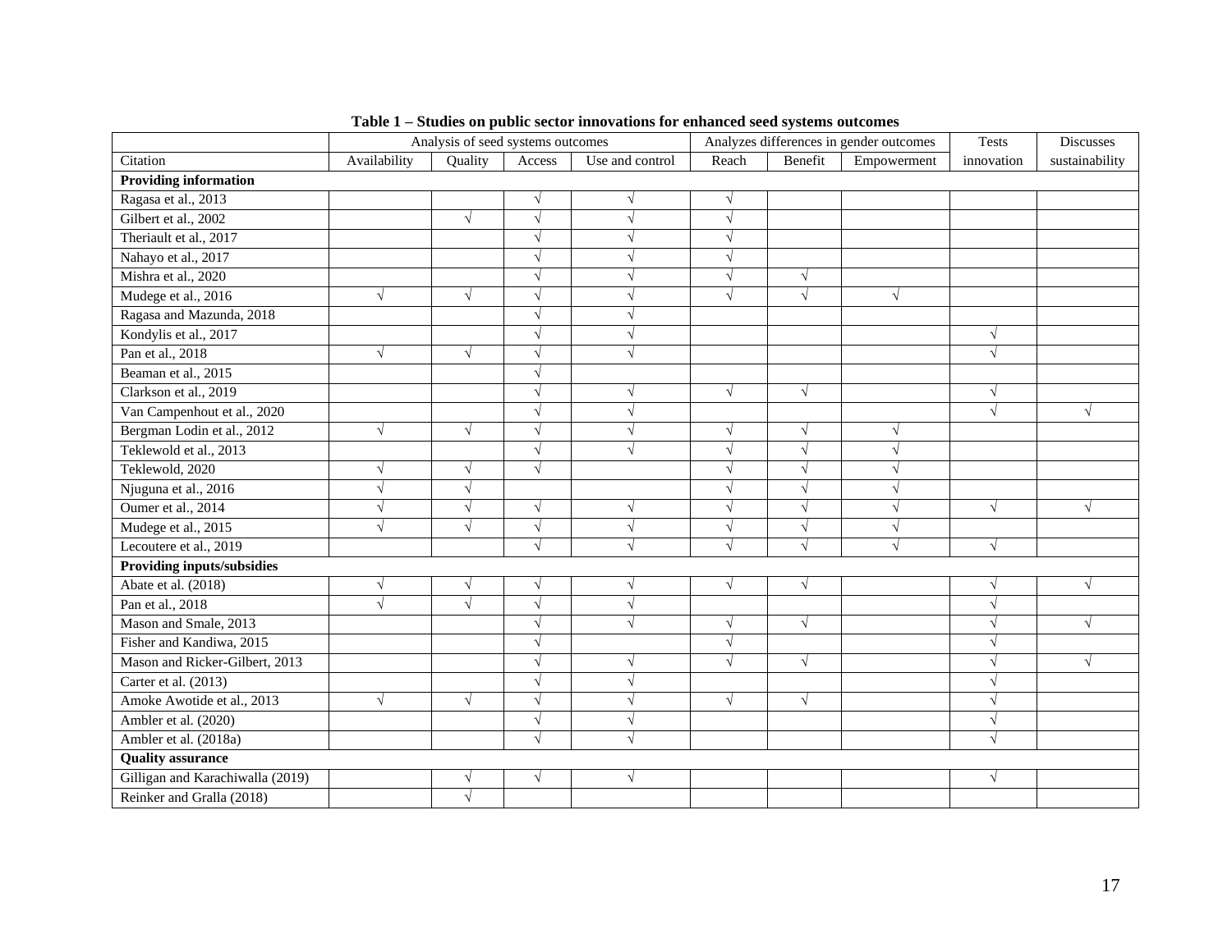**Table 1 – Studies on public sector innovations for enhanced seed systems outcomes**

| | Analysis of seed systems outcomes | | | | Analyzes differences in gender outcomes | | | Tests | Discusses |
|---|---|---|---|---|---|---|---|---|---|
| Citation | Availability | Quality | Access | Use and control | Reach | Benefit | Empowerment | innovation | sustainability |
| **Providing information** | | | | | | | | | |
| Ragasa et al., 2013 | | | √ | √ | √ | | | | |
| Gilbert et al., 2002 | | √ | √ | √ | √ | | | | |
| Theriault et al., 2017 | | | √ | √ | √ | | | | |
| Nahayo et al., 2017 | | | √ | √ | √ | | | | |
| Mishra et al., 2020 | | | √ | √ | √ | √ | | | |
| Mudege et al., 2016 | √ | √ | √ | √ | √ | √ | √ | | |
| Ragasa and Mazunda, 2018 | | | √ | √ | | | | | |
| Kondylis et al., 2017 | | | √ | √ | | | | √ | |
| Pan et al., 2018 | √ | √ | √ | √ | | | | √ | |
| Beaman et al., 2015 | | | √ | | | | | | |
| Clarkson et al., 2019 | | | √ | √ | √ | √ | | √ | |
| Van Campenhout et al., 2020 | | | √ | √ | | | | √ | √ |
| Bergman Lodin et al., 2012 | √ | √ | √ | √ | √ | √ | √ | | |
| Teklewold et al., 2013 | | | √ | √ | √ | √ | √ | | |
| Teklewold, 2020 | √ | √ | √ | | √ | √ | √ | | |
| Njuguna et al., 2016 | √ | √ | | | √ | √ | √ | | |
| Oumer et al., 2014 | √ | √ | √ | √ | √ | √ | √ | √ | √ |
| Mudege et al., 2015 | √ | √ | √ | √ | √ | √ | √ | | |
| Lecoutere et al., 2019 | | | √ | √ | √ | √ | √ | √ | |
| **Providing inputs/subsidies** | | | | | | | | | |
| Abate et al. (2018) | √ | √ | √ | √ | √ | √ | | √ | √ |
| Pan et al., 2018 | √ | √ | √ | √ | | | | √ | |
| Mason and Smale, 2013 | | | √ | √ | √ | √ | | √ | √ |
| Fisher and Kandiwa, 2015 | | | √ | | √ | | | √ | |
| Mason and Ricker-Gilbert, 2013 | | | √ | √ | √ | √ | | √ | √ |
| Carter et al. (2013) | | | √ | √ | | | | √ | |
| Amoke Awotide et al., 2013 | √ | √ | √ | √ | √ | √ | | √ | |
| Ambler et al. (2020) | | | √ | √ | | | | √ | |
| Ambler et al. (2018a) | | | √ | √ | | | | √ | |
| **Quality assurance** | | | | | | | | | |
| Gilligan and Karachiwalla (2019) | | √ | √ | √ | | | | √ | |
| Reinker and Gralla (2018) | | √ | | | | | | | |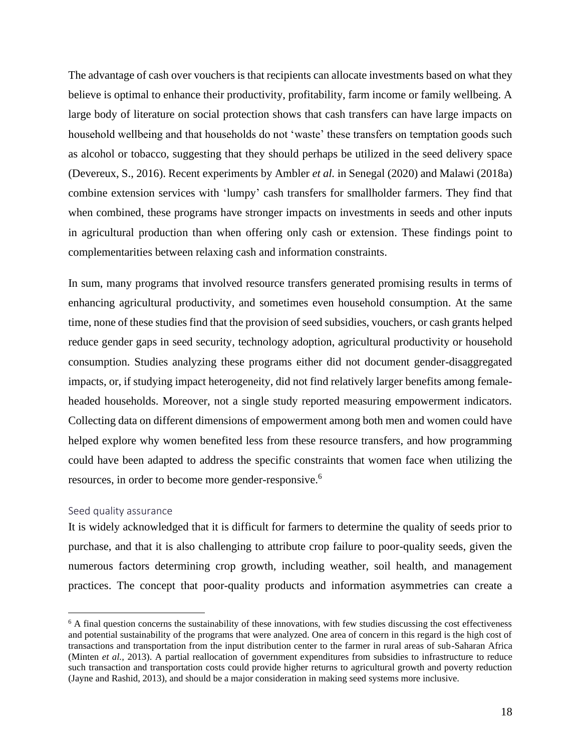The advantage of cash over vouchers is that recipients can allocate investments based on what they believe is optimal to enhance their productivity, profitability, farm income or family wellbeing. A large body of literature on social protection shows that cash transfers can have large impacts on household wellbeing and that households do not 'waste' these transfers on temptation goods such as alcohol or tobacco, suggesting that they should perhaps be utilized in the seed delivery space (Devereux, S., 2016). Recent experiments by Ambler *et al.* in Senegal (2020) and Malawi (2018a) combine extension services with 'lumpy' cash transfers for smallholder farmers. They find that when combined, these programs have stronger impacts on investments in seeds and other inputs in agricultural production than when offering only cash or extension. These findings point to complementarities between relaxing cash and information constraints.

In sum, many programs that involved resource transfers generated promising results in terms of enhancing agricultural productivity, and sometimes even household consumption. At the same time, none of these studies find that the provision of seed subsidies, vouchers, or cash grants helped reduce gender gaps in seed security, technology adoption, agricultural productivity or household consumption. Studies analyzing these programs either did not document gender-disaggregated impacts, or, if studying impact heterogeneity, did not find relatively larger benefits among female-headed households. Moreover, not a single study reported measuring empowerment indicators. Collecting data on different dimensions of empowerment among both men and women could have helped explore why women benefited less from these resource transfers, and how programming could have been adapted to address the specific constraints that women face when utilizing the resources, in order to become more gender-responsive.[6]

### Seed quality assurance

It is widely acknowledged that it is difficult for farmers to determine the quality of seeds prior to purchase, and that it is also challenging to attribute crop failure to poor-quality seeds, given the numerous factors determining crop growth, including weather, soil health, and management practices. The concept that poor-quality products and information asymmetries can create a

---

[6] A final question concerns the sustainability of these innovations, with few studies discussing the cost effectiveness and potential sustainability of the programs that were analyzed. One area of concern in this regard is the high cost of transactions and transportation from the input distribution center to the farmer in rural areas of sub-Saharan Africa (Minten *et al.*, 2013). A partial reallocation of government expenditures from subsidies to infrastructure to reduce such transaction and transportation costs could provide higher returns to agricultural growth and poverty reduction (Jayne and Rashid, 2013), and should be a major consideration in making seed systems more inclusive.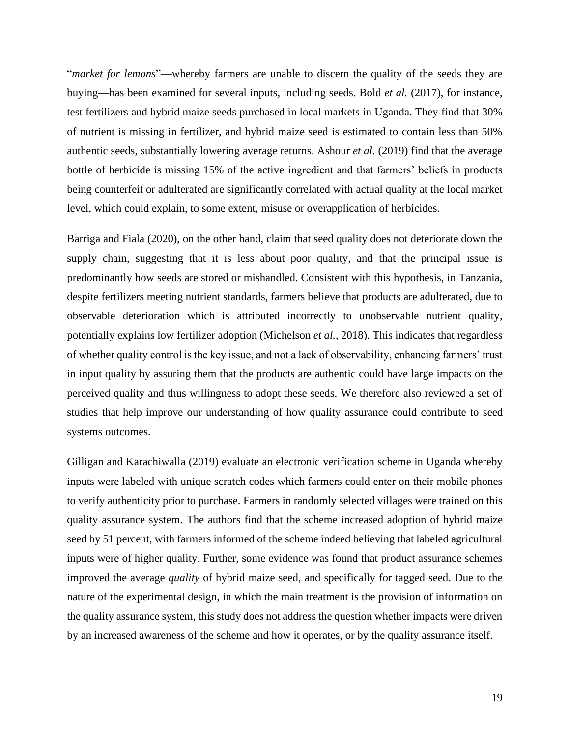"*market for lemons*"—whereby farmers are unable to discern the quality of the seeds they are buying—has been examined for several inputs, including seeds. Bold *et al.* (2017), for instance, test fertilizers and hybrid maize seeds purchased in local markets in Uganda. They find that 30% of nutrient is missing in fertilizer, and hybrid maize seed is estimated to contain less than 50% authentic seeds, substantially lowering average returns. Ashour *et al.* (2019) find that the average bottle of herbicide is missing 15% of the active ingredient and that farmers' beliefs in products being counterfeit or adulterated are significantly correlated with actual quality at the local market level, which could explain, to some extent, misuse or overapplication of herbicides.

Barriga and Fiala (2020), on the other hand, claim that seed quality does not deteriorate down the supply chain, suggesting that it is less about poor quality, and that the principal issue is predominantly how seeds are stored or mishandled. Consistent with this hypothesis, in Tanzania, despite fertilizers meeting nutrient standards, farmers believe that products are adulterated, due to observable deterioration which is attributed incorrectly to unobservable nutrient quality, potentially explains low fertilizer adoption (Michelson *et al.*, 2018). This indicates that regardless of whether quality control is the key issue, and not a lack of observability, enhancing farmers' trust in input quality by assuring them that the products are authentic could have large impacts on the perceived quality and thus willingness to adopt these seeds. We therefore also reviewed a set of studies that help improve our understanding of how quality assurance could contribute to seed systems outcomes.

Gilligan and Karachiwalla (2019) evaluate an electronic verification scheme in Uganda whereby inputs were labeled with unique scratch codes which farmers could enter on their mobile phones to verify authenticity prior to purchase. Farmers in randomly selected villages were trained on this quality assurance system. The authors find that the scheme increased adoption of hybrid maize seed by 51 percent, with farmers informed of the scheme indeed believing that labeled agricultural inputs were of higher quality. Further, some evidence was found that product assurance schemes improved the average *quality* of hybrid maize seed, and specifically for tagged seed. Due to the nature of the experimental design, in which the main treatment is the provision of information on the quality assurance system, this study does not address the question whether impacts were driven by an increased awareness of the scheme and how it operates, or by the quality assurance itself.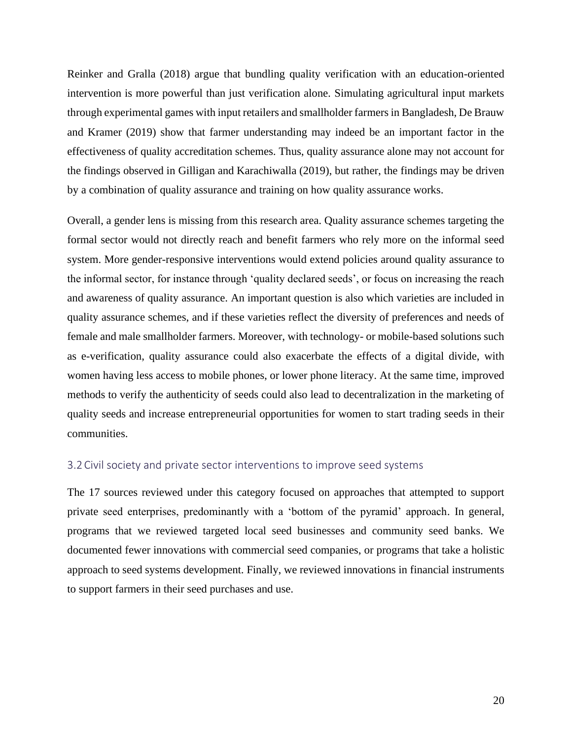Reinker and Gralla (2018) argue that bundling quality verification with an education-oriented intervention is more powerful than just verification alone. Simulating agricultural input markets through experimental games with input retailers and smallholder farmers in Bangladesh, De Brauw and Kramer (2019) show that farmer understanding may indeed be an important factor in the effectiveness of quality accreditation schemes. Thus, quality assurance alone may not account for the findings observed in Gilligan and Karachiwalla (2019), but rather, the findings may be driven by a combination of quality assurance and training on how quality assurance works.

Overall, a gender lens is missing from this research area. Quality assurance schemes targeting the formal sector would not directly reach and benefit farmers who rely more on the informal seed system. More gender-responsive interventions would extend policies around quality assurance to the informal sector, for instance through 'quality declared seeds', or focus on increasing the reach and awareness of quality assurance. An important question is also which varieties are included in quality assurance schemes, and if these varieties reflect the diversity of preferences and needs of female and male smallholder farmers. Moreover, with technology- or mobile-based solutions such as e-verification, quality assurance could also exacerbate the effects of a digital divide, with women having less access to mobile phones, or lower phone literacy. At the same time, improved methods to verify the authenticity of seeds could also lead to decentralization in the marketing of quality seeds and increase entrepreneurial opportunities for women to start trading seeds in their communities.

### 3.2 Civil society and private sector interventions to improve seed systems

The 17 sources reviewed under this category focused on approaches that attempted to support private seed enterprises, predominantly with a 'bottom of the pyramid' approach. In general, programs that we reviewed targeted local seed businesses and community seed banks. We documented fewer innovations with commercial seed companies, or programs that take a holistic approach to seed systems development. Finally, we reviewed innovations in financial instruments to support farmers in their seed purchases and use.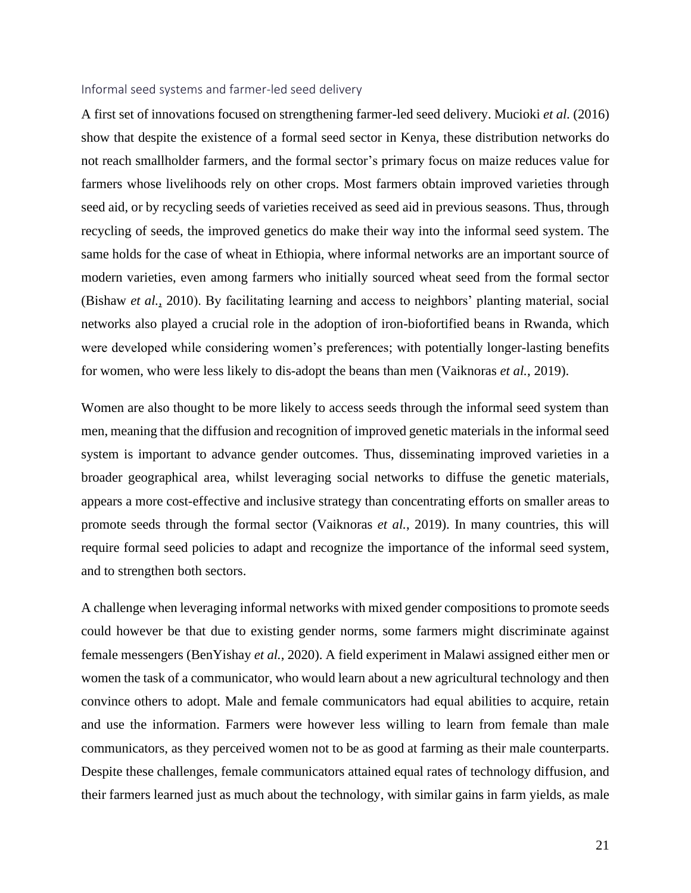### Informal seed systems and farmer-led seed delivery

A first set of innovations focused on strengthening farmer-led seed delivery. Mucioki *et al.* (2016) show that despite the existence of a formal seed sector in Kenya, these distribution networks do not reach smallholder farmers, and the formal sector's primary focus on maize reduces value for farmers whose livelihoods rely on other crops. Most farmers obtain improved varieties through seed aid, or by recycling seeds of varieties received as seed aid in previous seasons. Thus, through recycling of seeds, the improved genetics do make their way into the informal seed system. The same holds for the case of wheat in Ethiopia, where informal networks are an important source of modern varieties, even among farmers who initially sourced wheat seed from the formal sector (Bishaw *et al.*, 2010). By facilitating learning and access to neighbors' planting material, social networks also played a crucial role in the adoption of iron-biofortified beans in Rwanda, which were developed while considering women's preferences; with potentially longer-lasting benefits for women, who were less likely to dis-adopt the beans than men (Vaiknoras *et al.*, 2019).

Women are also thought to be more likely to access seeds through the informal seed system than men, meaning that the diffusion and recognition of improved genetic materials in the informal seed system is important to advance gender outcomes. Thus, disseminating improved varieties in a broader geographical area, whilst leveraging social networks to diffuse the genetic materials, appears a more cost-effective and inclusive strategy than concentrating efforts on smaller areas to promote seeds through the formal sector (Vaiknoras *et al.*, 2019). In many countries, this will require formal seed policies to adapt and recognize the importance of the informal seed system, and to strengthen both sectors.

A challenge when leveraging informal networks with mixed gender compositions to promote seeds could however be that due to existing gender norms, some farmers might discriminate against female messengers (BenYishay *et al.*, 2020). A field experiment in Malawi assigned either men or women the task of a communicator, who would learn about a new agricultural technology and then convince others to adopt. Male and female communicators had equal abilities to acquire, retain and use the information. Farmers were however less willing to learn from female than male communicators, as they perceived women not to be as good at farming as their male counterparts. Despite these challenges, female communicators attained equal rates of technology diffusion, and their farmers learned just as much about the technology, with similar gains in farm yields, as male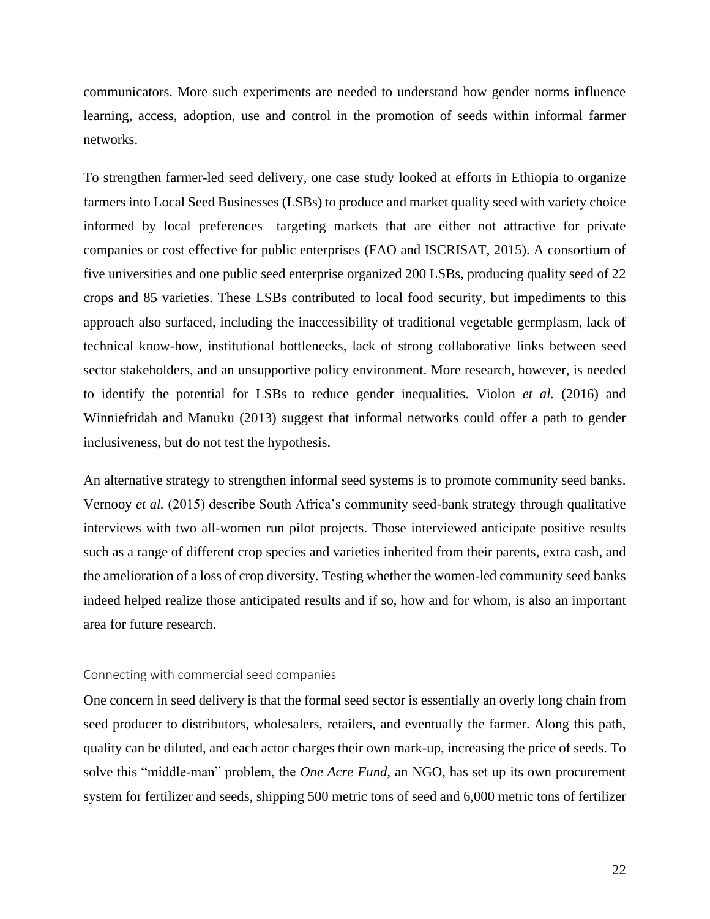communicators. More such experiments are needed to understand how gender norms influence learning, access, adoption, use and control in the promotion of seeds within informal farmer networks.

To strengthen farmer-led seed delivery, one case study looked at efforts in Ethiopia to organize farmers into Local Seed Businesses (LSBs) to produce and market quality seed with variety choice informed by local preferences—targeting markets that are either not attractive for private companies or cost effective for public enterprises (FAO and ISCRISAT, 2015). A consortium of five universities and one public seed enterprise organized 200 LSBs, producing quality seed of 22 crops and 85 varieties. These LSBs contributed to local food security, but impediments to this approach also surfaced, including the inaccessibility of traditional vegetable germplasm, lack of technical know-how, institutional bottlenecks, lack of strong collaborative links between seed sector stakeholders, and an unsupportive policy environment. More research, however, is needed to identify the potential for LSBs to reduce gender inequalities. Violon *et al.* (2016) and Winniefridah and Manuku (2013) suggest that informal networks could offer a path to gender inclusiveness, but do not test the hypothesis.

An alternative strategy to strengthen informal seed systems is to promote community seed banks. Vernooy *et al.* (2015) describe South Africa's community seed-bank strategy through qualitative interviews with two all-women run pilot projects. Those interviewed anticipate positive results such as a range of different crop species and varieties inherited from their parents, extra cash, and the amelioration of a loss of crop diversity. Testing whether the women-led community seed banks indeed helped realize those anticipated results and if so, how and for whom, is also an important area for future research.

### Connecting with commercial seed companies

One concern in seed delivery is that the formal seed sector is essentially an overly long chain from seed producer to distributors, wholesalers, retailers, and eventually the farmer. Along this path, quality can be diluted, and each actor charges their own mark-up, increasing the price of seeds. To solve this "middle-man" problem, the *One Acre Fund*, an NGO, has set up its own procurement system for fertilizer and seeds, shipping 500 metric tons of seed and 6,000 metric tons of fertilizer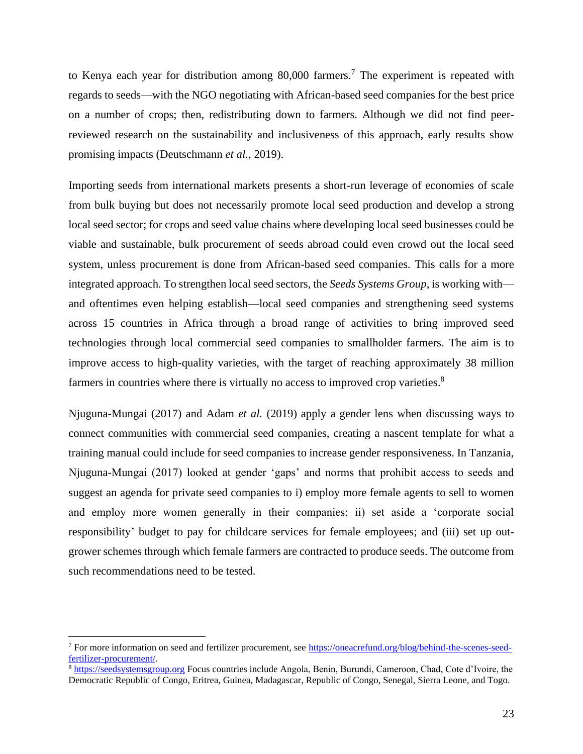to Kenya each year for distribution among 80,000 farmers.[7] The experiment is repeated with regards to seeds—with the NGO negotiating with African-based seed companies for the best price on a number of crops; then, redistributing down to farmers. Although we did not find peer-reviewed research on the sustainability and inclusiveness of this approach, early results show promising impacts (Deutschmann *et al.*, 2019).

Importing seeds from international markets presents a short-run leverage of economies of scale from bulk buying but does not necessarily promote local seed production and develop a strong local seed sector; for crops and seed value chains where developing local seed businesses could be viable and sustainable, bulk procurement of seeds abroad could even crowd out the local seed system, unless procurement is done from African-based seed companies. This calls for a more integrated approach. To strengthen local seed sectors, the *Seeds Systems Group*, is working with—and oftentimes even helping establish—local seed companies and strengthening seed systems across 15 countries in Africa through a broad range of activities to bring improved seed technologies through local commercial seed companies to smallholder farmers. The aim is to improve access to high-quality varieties, with the target of reaching approximately 38 million farmers in countries where there is virtually no access to improved crop varieties.[8]

Njuguna-Mungai (2017) and Adam *et al.* (2019) apply a gender lens when discussing ways to connect communities with commercial seed companies, creating a nascent template for what a training manual could include for seed companies to increase gender responsiveness. In Tanzania, Njuguna-Mungai (2017) looked at gender 'gaps' and norms that prohibit access to seeds and suggest an agenda for private seed companies to i) employ more female agents to sell to women and employ more women generally in their companies; ii) set aside a 'corporate social responsibility' budget to pay for childcare services for female employees; and (iii) set up out-grower schemes through which female farmers are contracted to produce seeds. The outcome from such recommendations need to be tested.

---

[7] For more information on seed and fertilizer procurement, see https://oneacrefund.org/blog/behind-the-scenes-seed-fertilizer-procurement/.

[8] https://seedsystemsgroup.org Focus countries include Angola, Benin, Burundi, Cameroon, Chad, Cote d'Ivoire, the Democratic Republic of Congo, Eritrea, Guinea, Madagascar, Republic of Congo, Senegal, Sierra Leone, and Togo.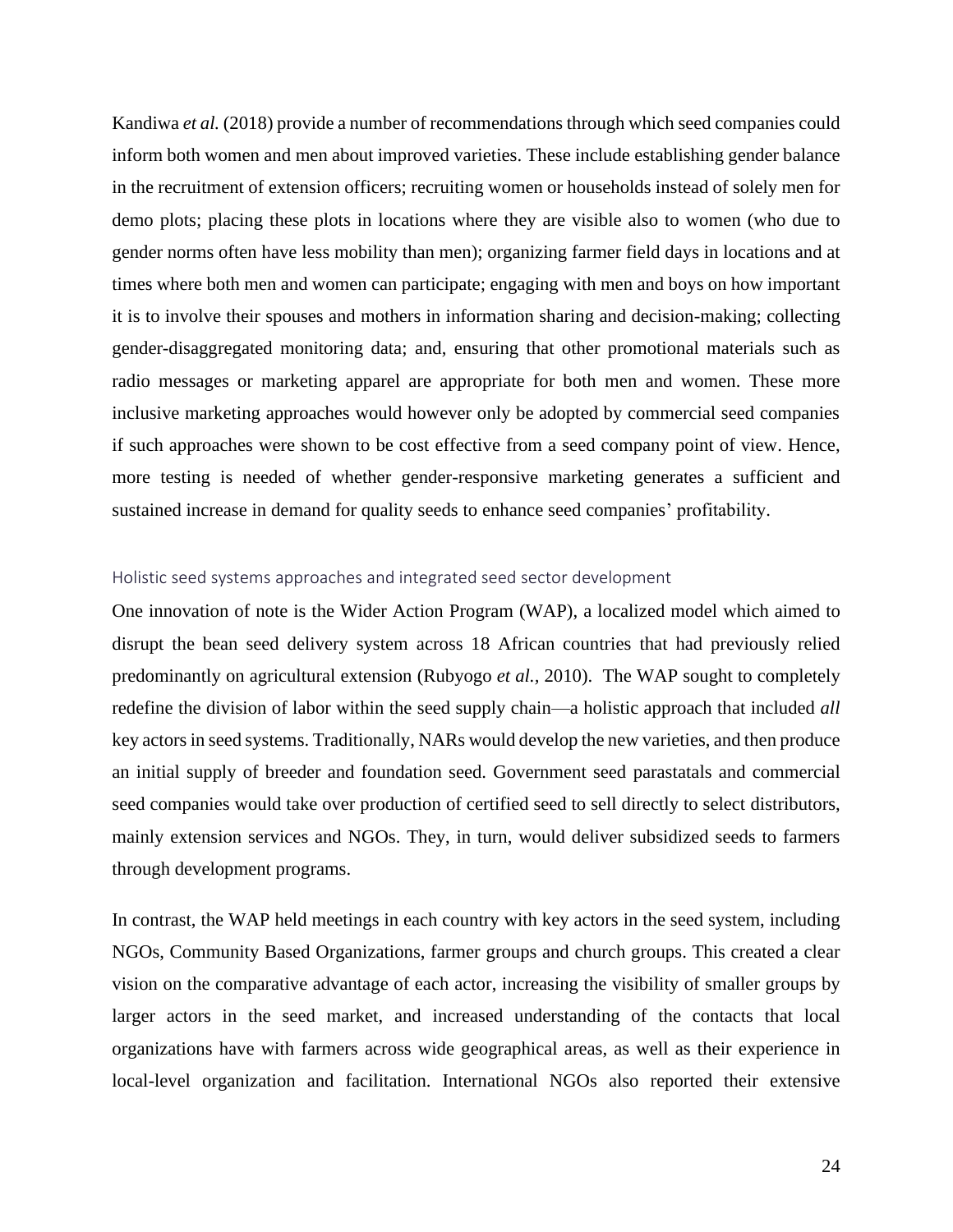Kandiwa *et al.* (2018) provide a number of recommendations through which seed companies could inform both women and men about improved varieties. These include establishing gender balance in the recruitment of extension officers; recruiting women or households instead of solely men for demo plots; placing these plots in locations where they are visible also to women (who due to gender norms often have less mobility than men); organizing farmer field days in locations and at times where both men and women can participate; engaging with men and boys on how important it is to involve their spouses and mothers in information sharing and decision-making; collecting gender-disaggregated monitoring data; and, ensuring that other promotional materials such as radio messages or marketing apparel are appropriate for both men and women. These more inclusive marketing approaches would however only be adopted by commercial seed companies if such approaches were shown to be cost effective from a seed company point of view. Hence, more testing is needed of whether gender-responsive marketing generates a sufficient and sustained increase in demand for quality seeds to enhance seed companies' profitability.

### Holistic seed systems approaches and integrated seed sector development

One innovation of note is the Wider Action Program (WAP), a localized model which aimed to disrupt the bean seed delivery system across 18 African countries that had previously relied predominantly on agricultural extension (Rubyogo *et al.,* 2010). The WAP sought to completely redefine the division of labor within the seed supply chain—a holistic approach that included *all* key actors in seed systems. Traditionally, NARs would develop the new varieties, and then produce an initial supply of breeder and foundation seed. Government seed parastatals and commercial seed companies would take over production of certified seed to sell directly to select distributors, mainly extension services and NGOs. They, in turn, would deliver subsidized seeds to farmers through development programs.

In contrast, the WAP held meetings in each country with key actors in the seed system, including NGOs, Community Based Organizations, farmer groups and church groups. This created a clear vision on the comparative advantage of each actor, increasing the visibility of smaller groups by larger actors in the seed market, and increased understanding of the contacts that local organizations have with farmers across wide geographical areas, as well as their experience in local-level organization and facilitation. International NGOs also reported their extensive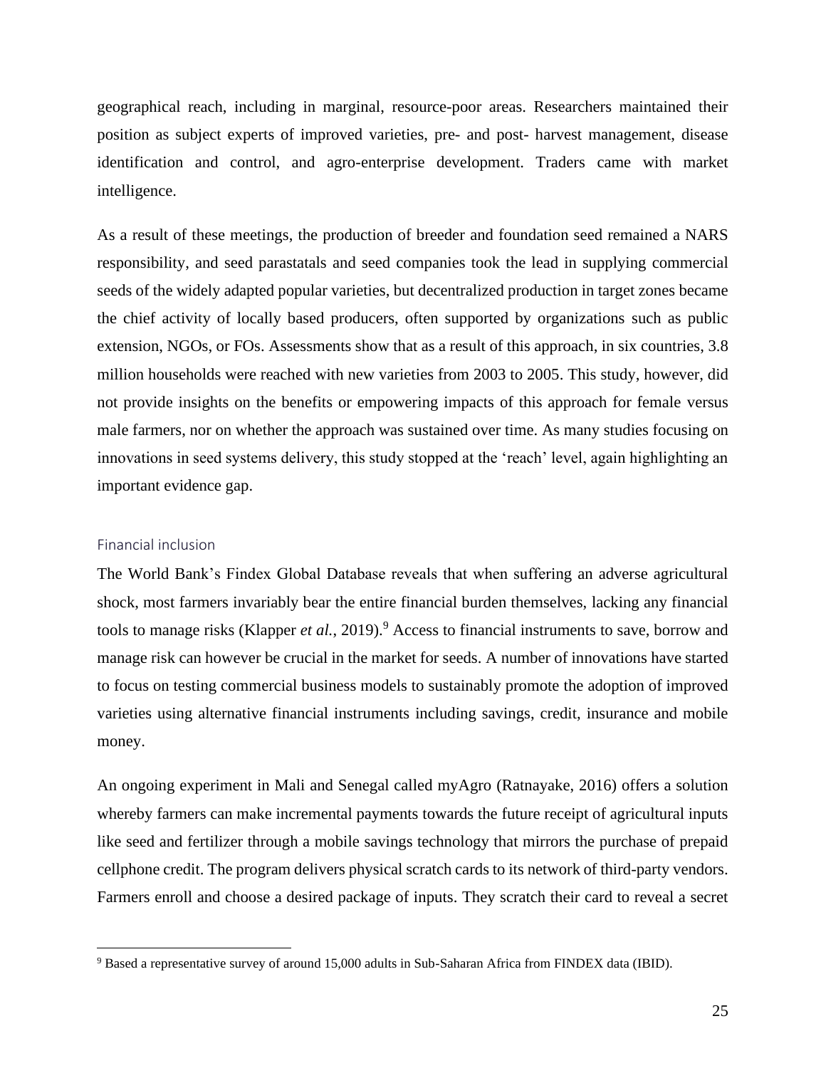geographical reach, including in marginal, resource-poor areas. Researchers maintained their position as subject experts of improved varieties, pre- and post- harvest management, disease identification and control, and agro-enterprise development. Traders came with market intelligence.

As a result of these meetings, the production of breeder and foundation seed remained a NARS responsibility, and seed parastatals and seed companies took the lead in supplying commercial seeds of the widely adapted popular varieties, but decentralized production in target zones became the chief activity of locally based producers, often supported by organizations such as public extension, NGOs, or FOs. Assessments show that as a result of this approach, in six countries, 3.8 million households were reached with new varieties from 2003 to 2005. This study, however, did not provide insights on the benefits or empowering impacts of this approach for female versus male farmers, nor on whether the approach was sustained over time. As many studies focusing on innovations in seed systems delivery, this study stopped at the 'reach' level, again highlighting an important evidence gap.

### Financial inclusion

The World Bank's Findex Global Database reveals that when suffering an adverse agricultural shock, most farmers invariably bear the entire financial burden themselves, lacking any financial tools to manage risks (Klapper *et al.*, 2019).[9] Access to financial instruments to save, borrow and manage risk can however be crucial in the market for seeds. A number of innovations have started to focus on testing commercial business models to sustainably promote the adoption of improved varieties using alternative financial instruments including savings, credit, insurance and mobile money.

An ongoing experiment in Mali and Senegal called myAgro (Ratnayake, 2016) offers a solution whereby farmers can make incremental payments towards the future receipt of agricultural inputs like seed and fertilizer through a mobile savings technology that mirrors the purchase of prepaid cellphone credit. The program delivers physical scratch cards to its network of third-party vendors. Farmers enroll and choose a desired package of inputs. They scratch their card to reveal a secret

[9] Based a representative survey of around 15,000 adults in Sub-Saharan Africa from FINDEX data (IBID).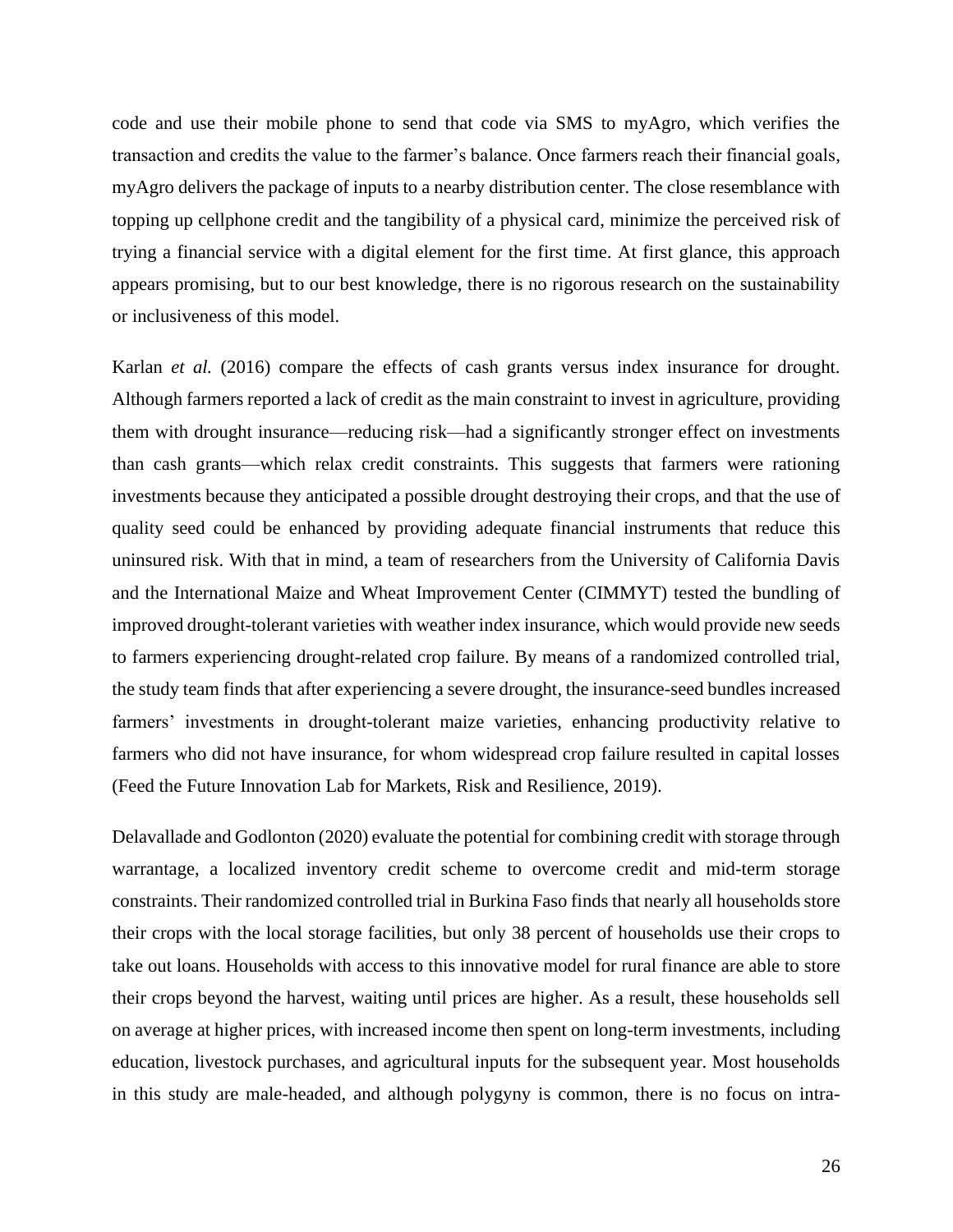code and use their mobile phone to send that code via SMS to myAgro, which verifies the transaction and credits the value to the farmer's balance. Once farmers reach their financial goals, myAgro delivers the package of inputs to a nearby distribution center. The close resemblance with topping up cellphone credit and the tangibility of a physical card, minimize the perceived risk of trying a financial service with a digital element for the first time. At first glance, this approach appears promising, but to our best knowledge, there is no rigorous research on the sustainability or inclusiveness of this model.

Karlan *et al.* (2016) compare the effects of cash grants versus index insurance for drought. Although farmers reported a lack of credit as the main constraint to invest in agriculture, providing them with drought insurance—reducing risk—had a significantly stronger effect on investments than cash grants—which relax credit constraints. This suggests that farmers were rationing investments because they anticipated a possible drought destroying their crops, and that the use of quality seed could be enhanced by providing adequate financial instruments that reduce this uninsured risk. With that in mind, a team of researchers from the University of California Davis and the International Maize and Wheat Improvement Center (CIMMYT) tested the bundling of improved drought-tolerant varieties with weather index insurance, which would provide new seeds to farmers experiencing drought-related crop failure. By means of a randomized controlled trial, the study team finds that after experiencing a severe drought, the insurance-seed bundles increased farmers' investments in drought-tolerant maize varieties, enhancing productivity relative to farmers who did not have insurance, for whom widespread crop failure resulted in capital losses (Feed the Future Innovation Lab for Markets, Risk and Resilience, 2019).

Delavallade and Godlonton (2020) evaluate the potential for combining credit with storage through warrantage, a localized inventory credit scheme to overcome credit and mid-term storage constraints. Their randomized controlled trial in Burkina Faso finds that nearly all households store their crops with the local storage facilities, but only 38 percent of households use their crops to take out loans. Households with access to this innovative model for rural finance are able to store their crops beyond the harvest, waiting until prices are higher. As a result, these households sell on average at higher prices, with increased income then spent on long-term investments, including education, livestock purchases, and agricultural inputs for the subsequent year. Most households in this study are male-headed, and although polygyny is common, there is no focus on intra-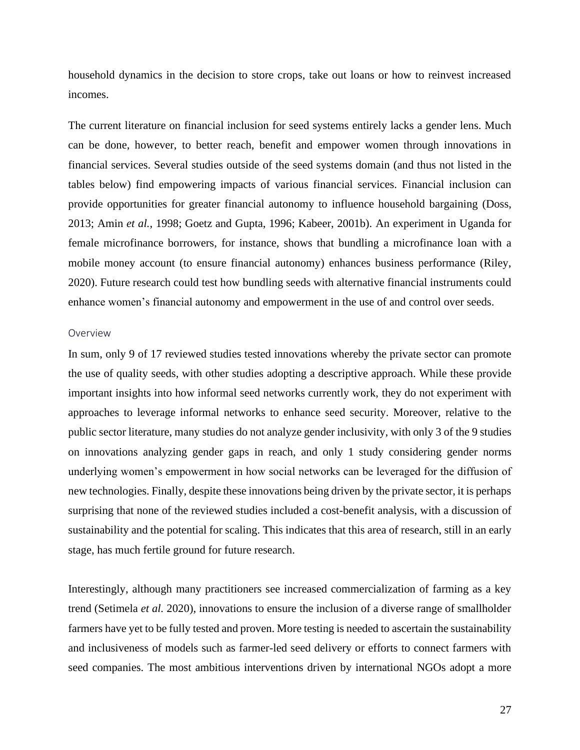household dynamics in the decision to store crops, take out loans or how to reinvest increased incomes.

The current literature on financial inclusion for seed systems entirely lacks a gender lens. Much can be done, however, to better reach, benefit and empower women through innovations in financial services. Several studies outside of the seed systems domain (and thus not listed in the tables below) find empowering impacts of various financial services. Financial inclusion can provide opportunities for greater financial autonomy to influence household bargaining (Doss, 2013; Amin *et al.*, 1998; Goetz and Gupta, 1996; Kabeer, 2001b). An experiment in Uganda for female microfinance borrowers, for instance, shows that bundling a microfinance loan with a mobile money account (to ensure financial autonomy) enhances business performance (Riley, 2020). Future research could test how bundling seeds with alternative financial instruments could enhance women's financial autonomy and empowerment in the use of and control over seeds.

### Overview

In sum, only 9 of 17 reviewed studies tested innovations whereby the private sector can promote the use of quality seeds, with other studies adopting a descriptive approach. While these provide important insights into how informal seed networks currently work, they do not experiment with approaches to leverage informal networks to enhance seed security. Moreover, relative to the public sector literature, many studies do not analyze gender inclusivity, with only 3 of the 9 studies on innovations analyzing gender gaps in reach, and only 1 study considering gender norms underlying women's empowerment in how social networks can be leveraged for the diffusion of new technologies. Finally, despite these innovations being driven by the private sector, it is perhaps surprising that none of the reviewed studies included a cost-benefit analysis, with a discussion of sustainability and the potential for scaling. This indicates that this area of research, still in an early stage, has much fertile ground for future research.

Interestingly, although many practitioners see increased commercialization of farming as a key trend (Setimela *et al.* 2020), innovations to ensure the inclusion of a diverse range of smallholder farmers have yet to be fully tested and proven. More testing is needed to ascertain the sustainability and inclusiveness of models such as farmer-led seed delivery or efforts to connect farmers with seed companies. The most ambitious interventions driven by international NGOs adopt a more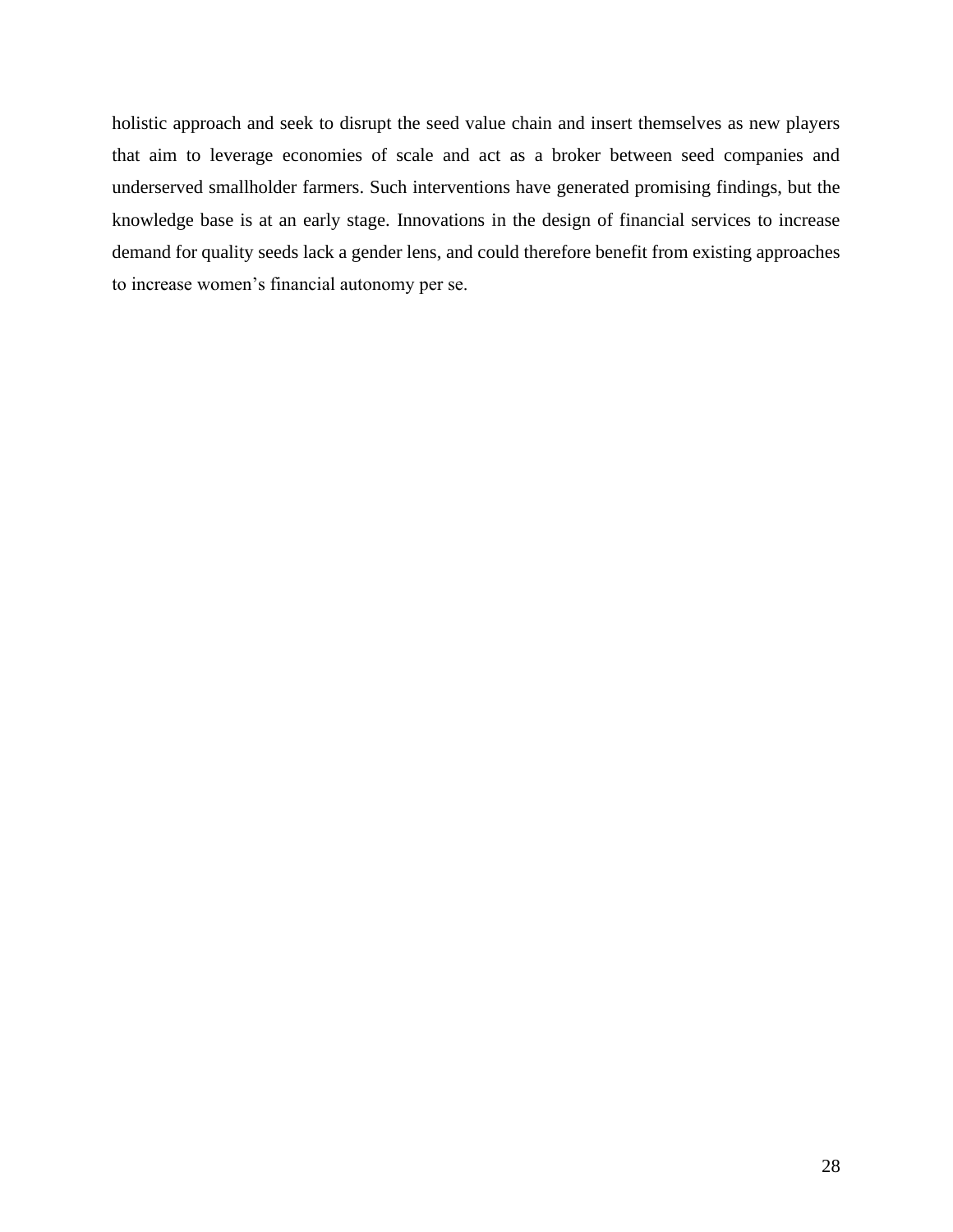holistic approach and seek to disrupt the seed value chain and insert themselves as new players that aim to leverage economies of scale and act as a broker between seed companies and underserved smallholder farmers. Such interventions have generated promising findings, but the knowledge base is at an early stage. Innovations in the design of financial services to increase demand for quality seeds lack a gender lens, and could therefore benefit from existing approaches to increase women's financial autonomy per se.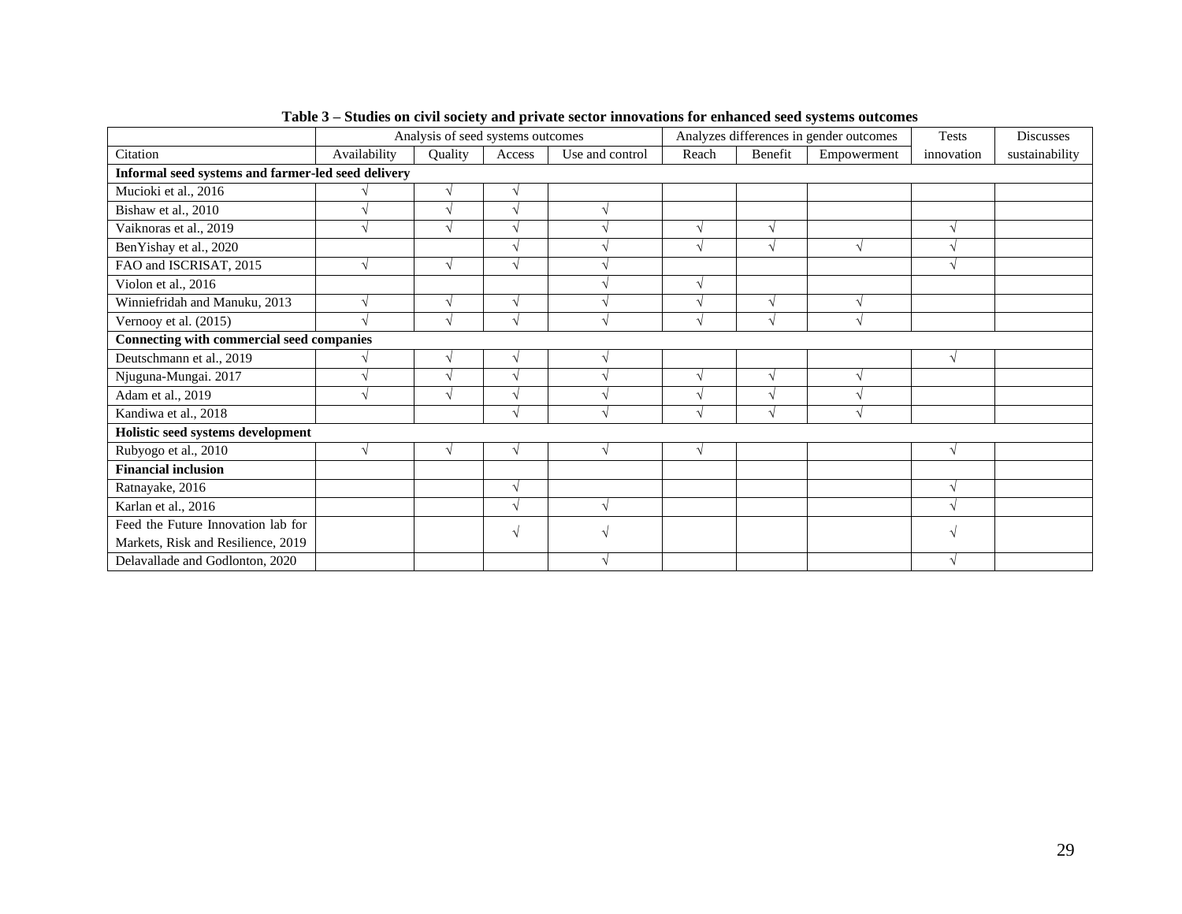**Table 3 – Studies on civil society and private sector innovations for enhanced seed systems outcomes**

| | Analysis of seed systems outcomes | | | | Analyzes differences in gender outcomes | | | Tests | Discusses |
|---|---|---|---|---|---|---|---|---|---|
| Citation | Availability | Quality | Access | Use and control | Reach | Benefit | Empowerment | innovation | sustainability |
| **Informal seed systems and farmer-led seed delivery** | | | | | | | | | |
| Mucioki et al., 2016 | √ | √ | √ | | | | | | |
| Bishaw et al., 2010 | √ | √ | √ | √ | | | | | |
| Vaiknoras et al., 2019 | √ | √ | √ | √ | √ | √ | | √ | |
| BenYishay et al., 2020 | | | √ | √ | √ | √ | √ | √ | |
| FAO and ISCRISAT, 2015 | √ | √ | √ | √ | | | | √ | |
| Violon et al., 2016 | | | | √ | √ | | | | |
| Winniefridah and Manuku, 2013 | √ | √ | √ | √ | √ | √ | √ | | |
| Vernooy et al. (2015) | √ | √ | √ | √ | √ | √ | √ | | |
| **Connecting with commercial seed companies** | | | | | | | | | |
| Deutschmann et al., 2019 | √ | √ | √ | √ | | | | √ | |
| Njuguna-Mungai. 2017 | √ | √ | √ | √ | √ | √ | √ | | |
| Adam et al., 2019 | √ | √ | √ | √ | √ | √ | √ | | |
| Kandiwa et al., 2018 | | | √ | √ | √ | √ | √ | | |
| **Holistic seed systems development** | | | | | | | | | |
| Rubyogo et al., 2010 | √ | √ | √ | √ | √ | | | √ | |
| **Financial inclusion** | | | | | | | | | |
| Ratnayake, 2016 | | | √ | | | | | √ | |
| Karlan et al., 2016 | | | √ | √ | | | | √ | |
| Feed the Future Innovation lab for Markets, Risk and Resilience, 2019 | | | √ | √ | | | | √ | |
| Delavallade and Godlonton, 2020 | | | | √ | | | | √ | |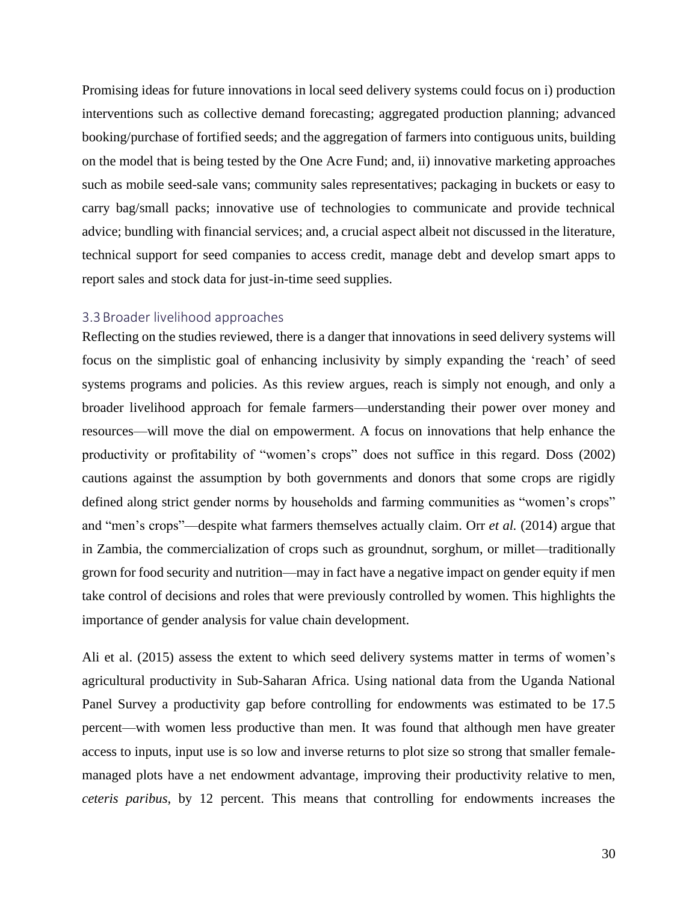Promising ideas for future innovations in local seed delivery systems could focus on i) production interventions such as collective demand forecasting; aggregated production planning; advanced booking/purchase of fortified seeds; and the aggregation of farmers into contiguous units, building on the model that is being tested by the One Acre Fund; and, ii) innovative marketing approaches such as mobile seed-sale vans; community sales representatives; packaging in buckets or easy to carry bag/small packs; innovative use of technologies to communicate and provide technical advice; bundling with financial services; and, a crucial aspect albeit not discussed in the literature, technical support for seed companies to access credit, manage debt and develop smart apps to report sales and stock data for just-in-time seed supplies.

### 3.3 Broader livelihood approaches

Reflecting on the studies reviewed, there is a danger that innovations in seed delivery systems will focus on the simplistic goal of enhancing inclusivity by simply expanding the 'reach' of seed systems programs and policies. As this review argues, reach is simply not enough, and only a broader livelihood approach for female farmers—understanding their power over money and resources—will move the dial on empowerment. A focus on innovations that help enhance the productivity or profitability of "women's crops" does not suffice in this regard. Doss (2002) cautions against the assumption by both governments and donors that some crops are rigidly defined along strict gender norms by households and farming communities as "women's crops" and "men's crops"—despite what farmers themselves actually claim. Orr *et al.* (2014) argue that in Zambia, the commercialization of crops such as groundnut, sorghum, or millet—traditionally grown for food security and nutrition—may in fact have a negative impact on gender equity if men take control of decisions and roles that were previously controlled by women. This highlights the importance of gender analysis for value chain development.

Ali et al. (2015) assess the extent to which seed delivery systems matter in terms of women's agricultural productivity in Sub-Saharan Africa. Using national data from the Uganda National Panel Survey a productivity gap before controlling for endowments was estimated to be 17.5 percent—with women less productive than men. It was found that although men have greater access to inputs, input use is so low and inverse returns to plot size so strong that smaller female-managed plots have a net endowment advantage, improving their productivity relative to men, *ceteris paribus*, by 12 percent. This means that controlling for endowments increases the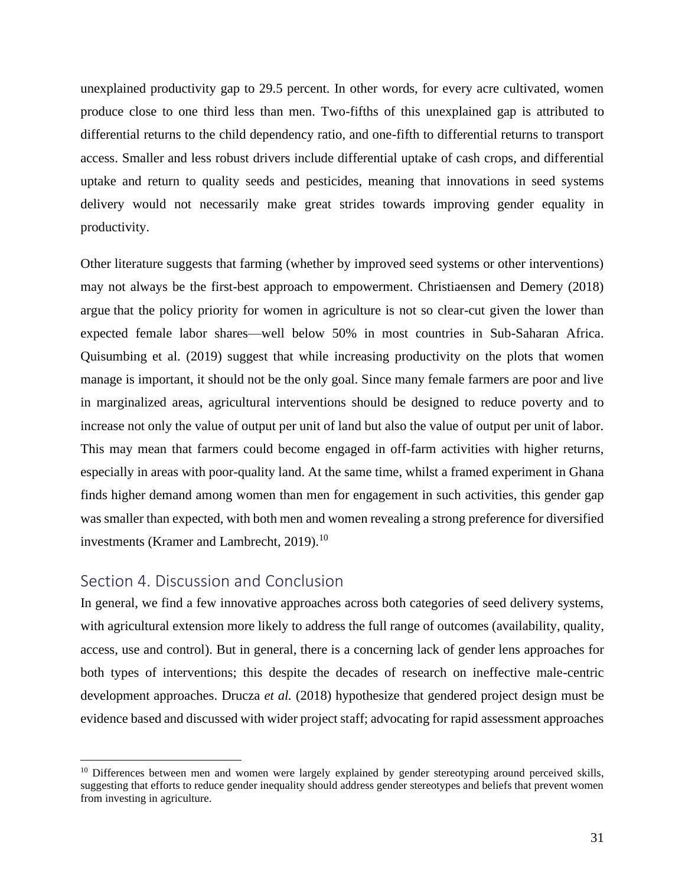unexplained productivity gap to 29.5 percent. In other words, for every acre cultivated, women produce close to one third less than men. Two-fifths of this unexplained gap is attributed to differential returns to the child dependency ratio, and one-fifth to differential returns to transport access. Smaller and less robust drivers include differential uptake of cash crops, and differential uptake and return to quality seeds and pesticides, meaning that innovations in seed systems delivery would not necessarily make great strides towards improving gender equality in productivity.

Other literature suggests that farming (whether by improved seed systems or other interventions) may not always be the first-best approach to empowerment. Christiaensen and Demery (2018) argue that the policy priority for women in agriculture is not so clear-cut given the lower than expected female labor shares—well below 50% in most countries in Sub-Saharan Africa. Quisumbing et al. (2019) suggest that while increasing productivity on the plots that women manage is important, it should not be the only goal. Since many female farmers are poor and live in marginalized areas, agricultural interventions should be designed to reduce poverty and to increase not only the value of output per unit of land but also the value of output per unit of labor. This may mean that farmers could become engaged in off-farm activities with higher returns, especially in areas with poor-quality land. At the same time, whilst a framed experiment in Ghana finds higher demand among women than men for engagement in such activities, this gender gap was smaller than expected, with both men and women revealing a strong preference for diversified investments (Kramer and Lambrecht, 2019).[10]

## Section 4. Discussion and Conclusion

In general, we find a few innovative approaches across both categories of seed delivery systems, with agricultural extension more likely to address the full range of outcomes (availability, quality, access, use and control). But in general, there is a concerning lack of gender lens approaches for both types of interventions; this despite the decades of research on ineffective male-centric development approaches. Drucza *et al.* (2018) hypothesize that gendered project design must be evidence based and discussed with wider project staff; advocating for rapid assessment approaches

[10] Differences between men and women were largely explained by gender stereotyping around perceived skills, suggesting that efforts to reduce gender inequality should address gender stereotypes and beliefs that prevent women from investing in agriculture.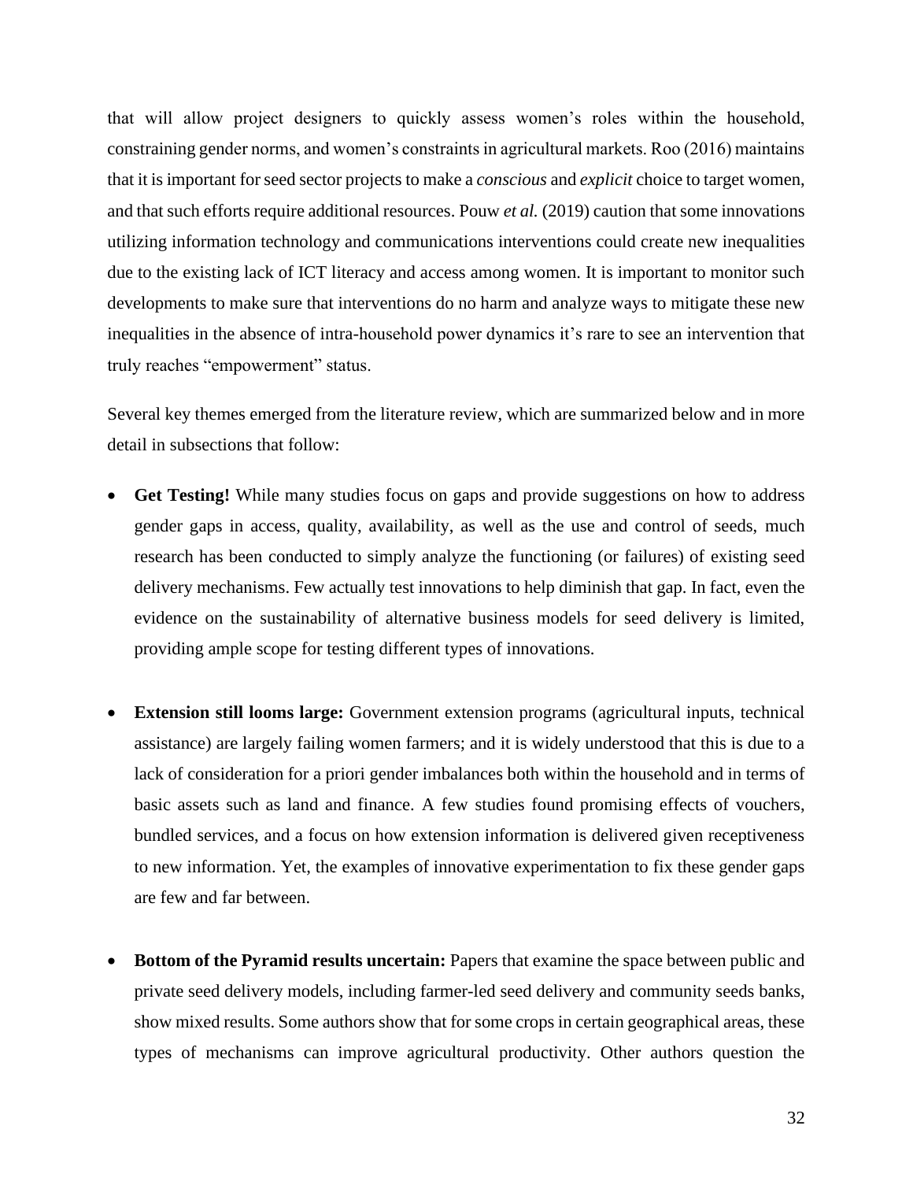that will allow project designers to quickly assess women's roles within the household, constraining gender norms, and women's constraints in agricultural markets. Roo (2016) maintains that it is important for seed sector projects to make a *conscious* and *explicit* choice to target women, and that such efforts require additional resources. Pouw *et al.* (2019) caution that some innovations utilizing information technology and communications interventions could create new inequalities due to the existing lack of ICT literacy and access among women. It is important to monitor such developments to make sure that interventions do no harm and analyze ways to mitigate these new inequalities in the absence of intra-household power dynamics it's rare to see an intervention that truly reaches "empowerment" status.

Several key themes emerged from the literature review, which are summarized below and in more detail in subsections that follow:

- **Get Testing!** While many studies focus on gaps and provide suggestions on how to address gender gaps in access, quality, availability, as well as the use and control of seeds, much research has been conducted to simply analyze the functioning (or failures) of existing seed delivery mechanisms. Few actually test innovations to help diminish that gap. In fact, even the evidence on the sustainability of alternative business models for seed delivery is limited, providing ample scope for testing different types of innovations.

- **Extension still looms large:** Government extension programs (agricultural inputs, technical assistance) are largely failing women farmers; and it is widely understood that this is due to a lack of consideration for a priori gender imbalances both within the household and in terms of basic assets such as land and finance. A few studies found promising effects of vouchers, bundled services, and a focus on how extension information is delivered given receptiveness to new information. Yet, the examples of innovative experimentation to fix these gender gaps are few and far between.

- **Bottom of the Pyramid results uncertain:** Papers that examine the space between public and private seed delivery models, including farmer-led seed delivery and community seeds banks, show mixed results. Some authors show that for some crops in certain geographical areas, these types of mechanisms can improve agricultural productivity. Other authors question the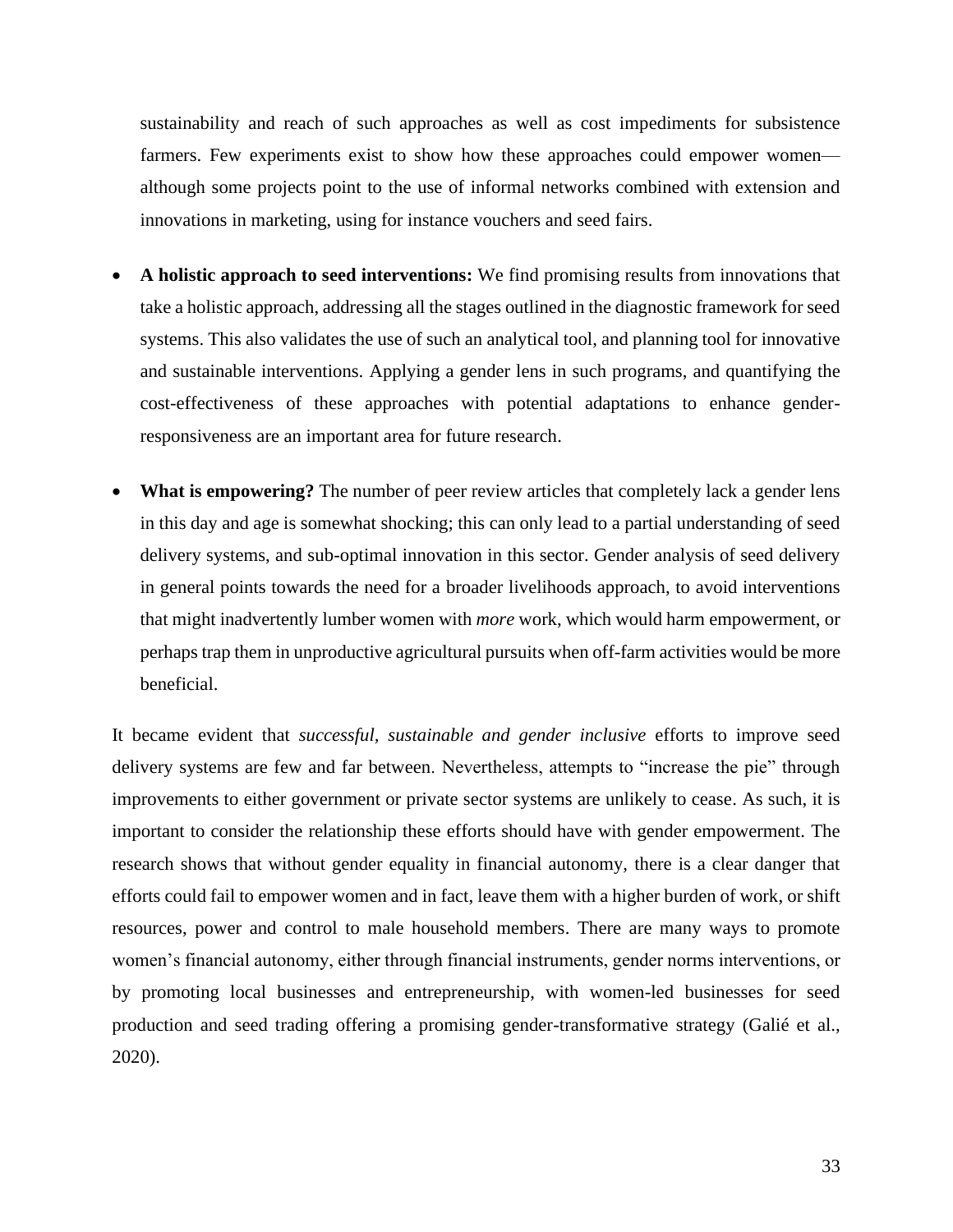sustainability and reach of such approaches as well as cost impediments for subsistence farmers. Few experiments exist to show how these approaches could empower women—although some projects point to the use of informal networks combined with extension and innovations in marketing, using for instance vouchers and seed fairs.

- **A holistic approach to seed interventions:** We find promising results from innovations that take a holistic approach, addressing all the stages outlined in the diagnostic framework for seed systems. This also validates the use of such an analytical tool, and planning tool for innovative and sustainable interventions. Applying a gender lens in such programs, and quantifying the cost-effectiveness of these approaches with potential adaptations to enhance gender-responsiveness are an important area for future research.

- **What is empowering?** The number of peer review articles that completely lack a gender lens in this day and age is somewhat shocking; this can only lead to a partial understanding of seed delivery systems, and sub-optimal innovation in this sector. Gender analysis of seed delivery in general points towards the need for a broader livelihoods approach, to avoid interventions that might inadvertently lumber women with *more* work, which would harm empowerment, or perhaps trap them in unproductive agricultural pursuits when off-farm activities would be more beneficial.

It became evident that *successful, sustainable and gender inclusive* efforts to improve seed delivery systems are few and far between. Nevertheless, attempts to "increase the pie" through improvements to either government or private sector systems are unlikely to cease. As such, it is important to consider the relationship these efforts should have with gender empowerment. The research shows that without gender equality in financial autonomy, there is a clear danger that efforts could fail to empower women and in fact, leave them with a higher burden of work, or shift resources, power and control to male household members. There are many ways to promote women's financial autonomy, either through financial instruments, gender norms interventions, or by promoting local businesses and entrepreneurship, with women-led businesses for seed production and seed trading offering a promising gender-transformative strategy (Galié et al., 2020).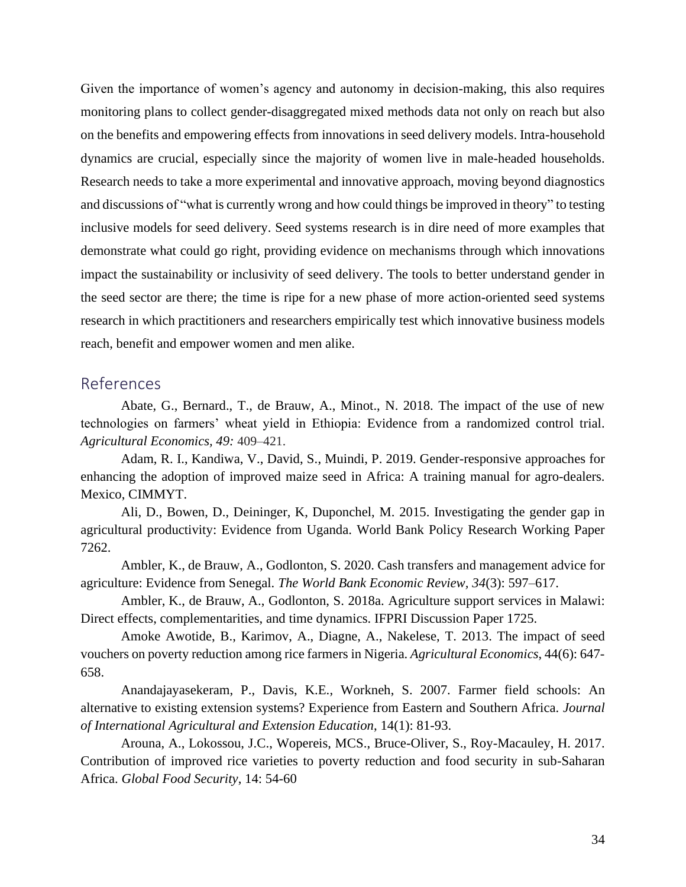Given the importance of women's agency and autonomy in decision-making, this also requires monitoring plans to collect gender-disaggregated mixed methods data not only on reach but also on the benefits and empowering effects from innovations in seed delivery models. Intra-household dynamics are crucial, especially since the majority of women live in male-headed households. Research needs to take a more experimental and innovative approach, moving beyond diagnostics and discussions of "what is currently wrong and how could things be improved in theory" to testing inclusive models for seed delivery. Seed systems research is in dire need of more examples that demonstrate what could go right, providing evidence on mechanisms through which innovations impact the sustainability or inclusivity of seed delivery. The tools to better understand gender in the seed sector are there; the time is ripe for a new phase of more action-oriented seed systems research in which practitioners and researchers empirically test which innovative business models reach, benefit and empower women and men alike.

## References

Abate, G., Bernard., T., de Brauw, A., Minot., N. 2018. The impact of the use of new technologies on farmers' wheat yield in Ethiopia: Evidence from a randomized control trial. *Agricultural Economics, 49:* 409–421.

Adam, R. I., Kandiwa, V., David, S., Muindi, P. 2019. Gender-responsive approaches for enhancing the adoption of improved maize seed in Africa: A training manual for agro-dealers. Mexico, CIMMYT.

Ali, D., Bowen, D., Deininger, K, Duponchel, M. 2015. Investigating the gender gap in agricultural productivity: Evidence from Uganda. World Bank Policy Research Working Paper 7262.

Ambler, K., de Brauw, A., Godlonton, S. 2020. Cash transfers and management advice for agriculture: Evidence from Senegal. *The World Bank Economic Review, 34*(3): 597–617.

Ambler, K., de Brauw, A., Godlonton, S. 2018a. Agriculture support services in Malawi: Direct effects, complementarities, and time dynamics. IFPRI Discussion Paper 1725.

Amoke Awotide, B., Karimov, A., Diagne, A., Nakelese, T. 2013. The impact of seed vouchers on poverty reduction among rice farmers in Nigeria. *Agricultural Economics*, 44(6): 647-658.

Anandajayasekeram, P., Davis, K.E., Workneh, S. 2007. Farmer field schools: An alternative to existing extension systems? Experience from Eastern and Southern Africa. *Journal of International Agricultural and Extension Education*, 14(1): 81-93.

Arouna, A., Lokossou, J.C., Wopereis, MCS., Bruce-Oliver, S., Roy-Macauley, H. 2017. Contribution of improved rice varieties to poverty reduction and food security in sub-Saharan Africa. *Global Food Security*, 14: 54-60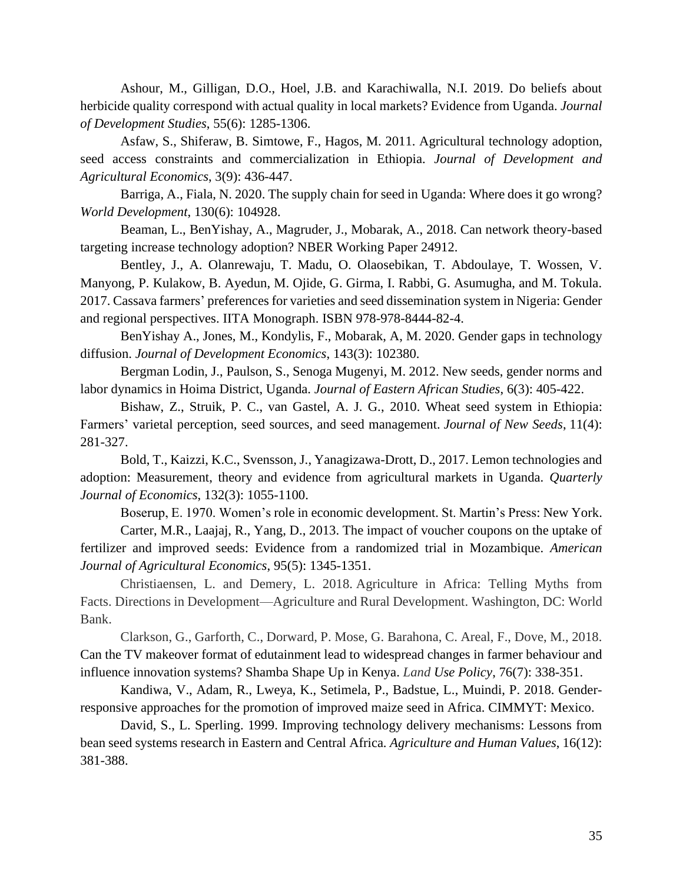Ashour, M., Gilligan, D.O., Hoel, J.B. and Karachiwalla, N.I. 2019. Do beliefs about herbicide quality correspond with actual quality in local markets? Evidence from Uganda. *Journal of Development Studies*, 55(6): 1285-1306.

Asfaw, S., Shiferaw, B. Simtowe, F., Hagos, M. 2011. Agricultural technology adoption, seed access constraints and commercialization in Ethiopia. *Journal of Development and Agricultural Economics*, 3(9): 436-447.

Barriga, A., Fiala, N. 2020. The supply chain for seed in Uganda: Where does it go wrong? *World Development*, 130(6): 104928.

Beaman, L., BenYishay, A., Magruder, J., Mobarak, A., 2018. Can network theory-based targeting increase technology adoption? NBER Working Paper 24912.

Bentley, J., A. Olanrewaju, T. Madu, O. Olaosebikan, T. Abdoulaye, T. Wossen, V. Manyong, P. Kulakow, B. Ayedun, M. Ojide, G. Girma, I. Rabbi, G. Asumugha, and M. Tokula. 2017. Cassava farmers' preferences for varieties and seed dissemination system in Nigeria: Gender and regional perspectives. IITA Monograph. ISBN 978-978-8444-82-4.

BenYishay A., Jones, M., Kondylis, F., Mobarak, A, M. 2020. Gender gaps in technology diffusion. *Journal of Development Economics*, 143(3): 102380.

Bergman Lodin, J., Paulson, S., Senoga Mugenyi, M. 2012. New seeds, gender norms and labor dynamics in Hoima District, Uganda. *Journal of Eastern African Studies*, 6(3): 405-422.

Bishaw, Z., Struik, P. C., van Gastel, A. J. G., 2010. Wheat seed system in Ethiopia: Farmers' varietal perception, seed sources, and seed management. *Journal of New Seeds*, 11(4): 281-327.

Bold, T., Kaizzi, K.C., Svensson, J., Yanagizawa-Drott, D., 2017. Lemon technologies and adoption: Measurement, theory and evidence from agricultural markets in Uganda. *Quarterly Journal of Economics*, 132(3): 1055-1100.

Boserup, E. 1970. Women's role in economic development. St. Martin's Press: New York.

Carter, M.R., Laajaj, R., Yang, D., 2013. The impact of voucher coupons on the uptake of fertilizer and improved seeds: Evidence from a randomized trial in Mozambique. *American Journal of Agricultural Economics*, 95(5): 1345-1351.

Christiaensen, L. and Demery, L. 2018. Agriculture in Africa: Telling Myths from Facts. Directions in Development—Agriculture and Rural Development. Washington, DC: World Bank.

Clarkson, G., Garforth, C., Dorward, P. Mose, G. Barahona, C. Areal, F., Dove, M., 2018. Can the TV makeover format of edutainment lead to widespread changes in farmer behaviour and influence innovation systems? Shamba Shape Up in Kenya. *Land Use Policy*, 76(7): 338-351.

Kandiwa, V., Adam, R., Lweya, K., Setimela, P., Badstue, L., Muindi, P. 2018. Gender-responsive approaches for the promotion of improved maize seed in Africa. CIMMYT: Mexico.

David, S., L. Sperling. 1999. Improving technology delivery mechanisms: Lessons from bean seed systems research in Eastern and Central Africa. *Agriculture and Human Values*, 16(12): 381-388.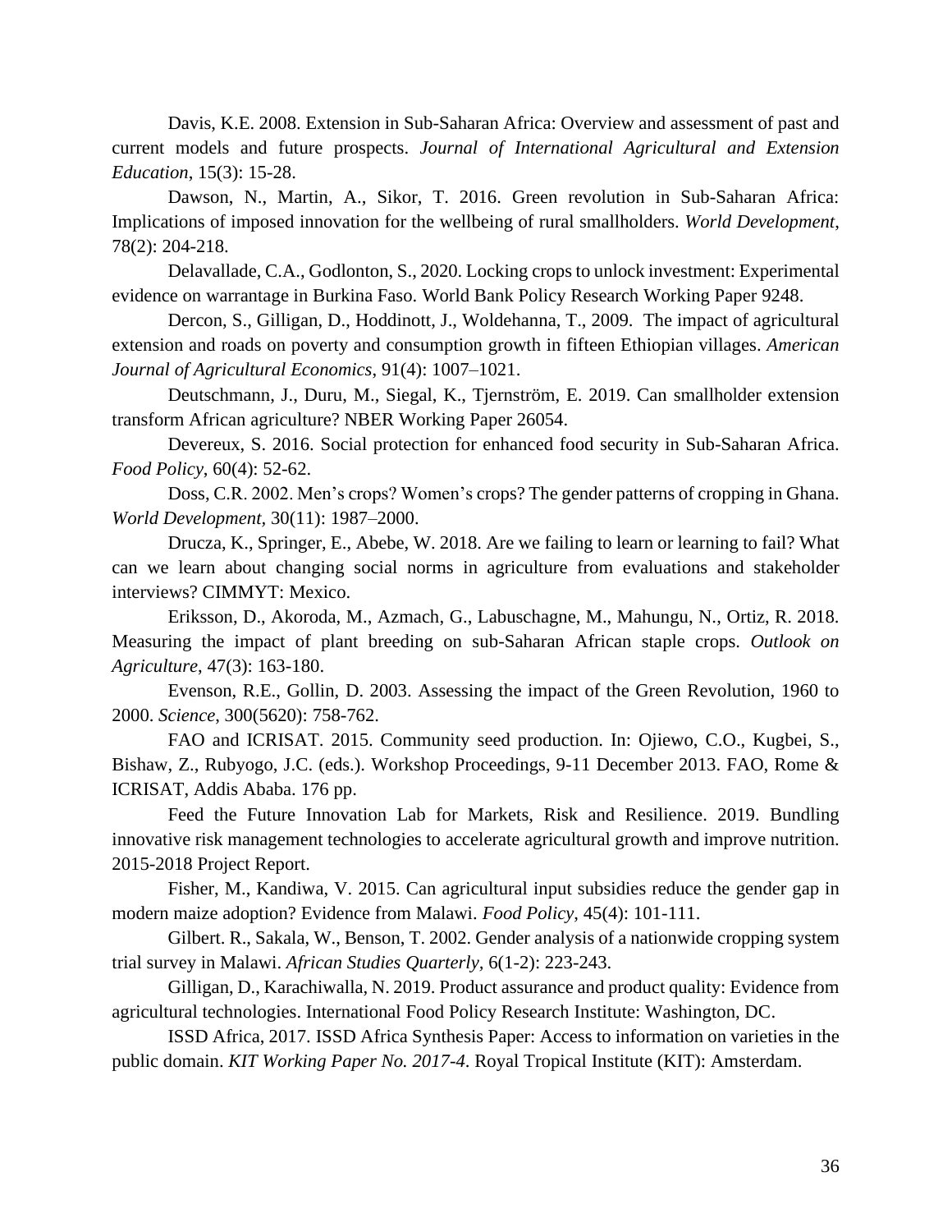Davis, K.E. 2008. Extension in Sub-Saharan Africa: Overview and assessment of past and current models and future prospects. *Journal of International Agricultural and Extension Education*, 15(3): 15-28.

Dawson, N., Martin, A., Sikor, T. 2016. Green revolution in Sub-Saharan Africa: Implications of imposed innovation for the wellbeing of rural smallholders. *World Development*, 78(2): 204-218.

Delavallade, C.A., Godlonton, S., 2020. Locking crops to unlock investment: Experimental evidence on warrantage in Burkina Faso. World Bank Policy Research Working Paper 9248.

Dercon, S., Gilligan, D., Hoddinott, J., Woldehanna, T., 2009. The impact of agricultural extension and roads on poverty and consumption growth in fifteen Ethiopian villages. *American Journal of Agricultural Economics*, 91(4): 1007–1021.

Deutschmann, J., Duru, M., Siegal, K., Tjernström, E. 2019. Can smallholder extension transform African agriculture? NBER Working Paper 26054.

Devereux, S. 2016. Social protection for enhanced food security in Sub-Saharan Africa. *Food Policy*, 60(4): 52-62.

Doss, C.R. 2002. Men's crops? Women's crops? The gender patterns of cropping in Ghana. *World Development*, 30(11): 1987–2000.

Drucza, K., Springer, E., Abebe, W. 2018. Are we failing to learn or learning to fail? What can we learn about changing social norms in agriculture from evaluations and stakeholder interviews? CIMMYT: Mexico.

Eriksson, D., Akoroda, M., Azmach, G., Labuschagne, M., Mahungu, N., Ortiz, R. 2018. Measuring the impact of plant breeding on sub-Saharan African staple crops. *Outlook on Agriculture*, 47(3): 163-180.

Evenson, R.E., Gollin, D. 2003. Assessing the impact of the Green Revolution, 1960 to 2000. *Science*, 300(5620): 758-762.

FAO and ICRISAT. 2015. Community seed production. In: Ojiewo, C.O., Kugbei, S., Bishaw, Z., Rubyogo, J.C. (eds.). Workshop Proceedings, 9-11 December 2013. FAO, Rome & ICRISAT, Addis Ababa. 176 pp.

Feed the Future Innovation Lab for Markets, Risk and Resilience. 2019. Bundling innovative risk management technologies to accelerate agricultural growth and improve nutrition. 2015-2018 Project Report.

Fisher, M., Kandiwa, V. 2015. Can agricultural input subsidies reduce the gender gap in modern maize adoption? Evidence from Malawi. *Food Policy*, 45(4): 101-111.

Gilbert. R., Sakala, W., Benson, T. 2002. Gender analysis of a nationwide cropping system trial survey in Malawi. *African Studies Quarterly*, 6(1-2): 223-243.

Gilligan, D., Karachiwalla, N. 2019. Product assurance and product quality: Evidence from agricultural technologies. International Food Policy Research Institute: Washington, DC.

ISSD Africa, 2017. ISSD Africa Synthesis Paper: Access to information on varieties in the public domain. *KIT Working Paper No. 2017-4*. Royal Tropical Institute (KIT): Amsterdam.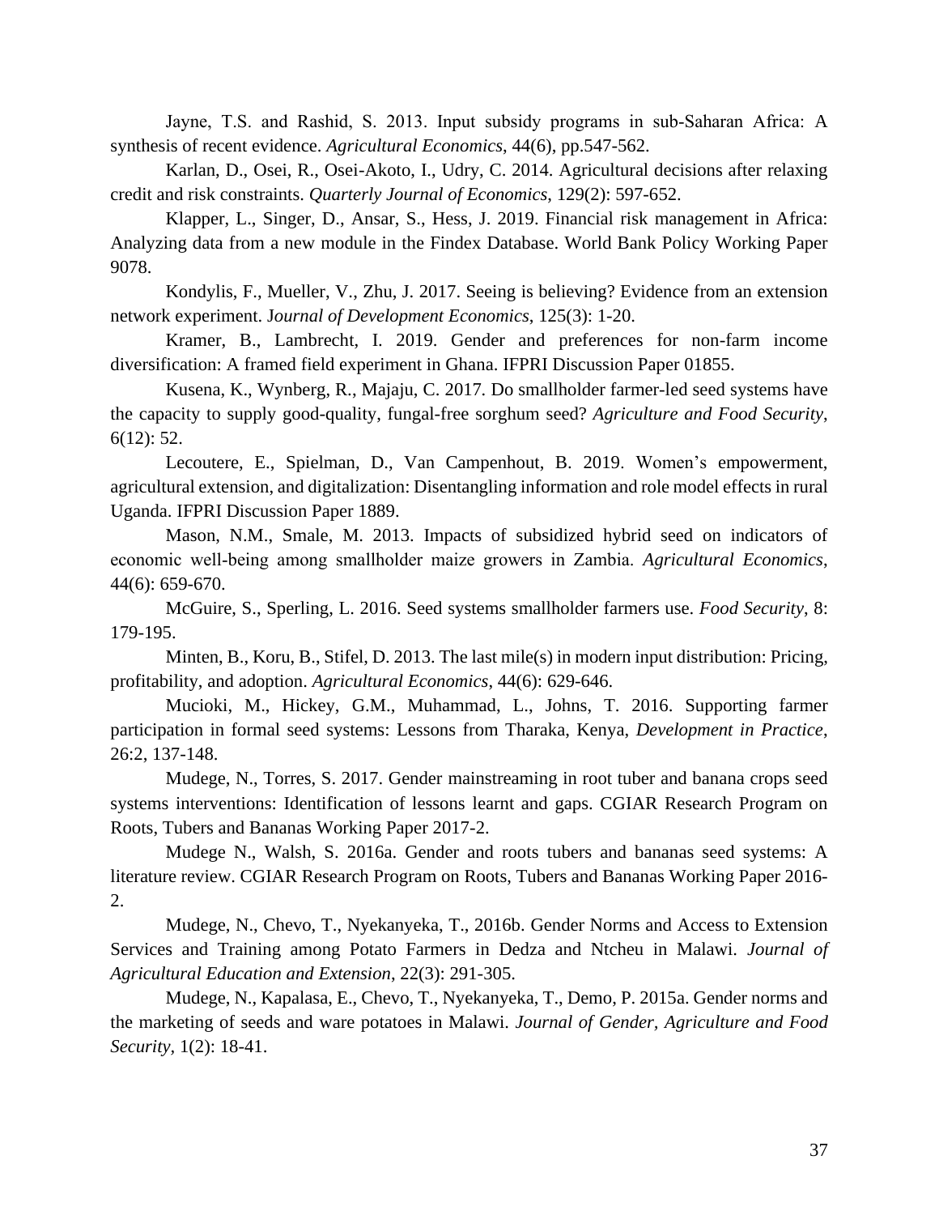Jayne, T.S. and Rashid, S. 2013. Input subsidy programs in sub-Saharan Africa: A synthesis of recent evidence. *Agricultural Economics*, 44(6), pp.547-562.

Karlan, D., Osei, R., Osei-Akoto, I., Udry, C. 2014. Agricultural decisions after relaxing credit and risk constraints. *Quarterly Journal of Economics*, 129(2): 597-652.

Klapper, L., Singer, D., Ansar, S., Hess, J. 2019. Financial risk management in Africa: Analyzing data from a new module in the Findex Database. World Bank Policy Working Paper 9078.

Kondylis, F., Mueller, V., Zhu, J. 2017. Seeing is believing? Evidence from an extension network experiment. J*ournal of Development Economics*, 125(3): 1-20.

Kramer, B., Lambrecht, I. 2019. Gender and preferences for non-farm income diversification: A framed field experiment in Ghana. IFPRI Discussion Paper 01855.

Kusena, K., Wynberg, R., Majaju, C. 2017. Do smallholder farmer-led seed systems have the capacity to supply good-quality, fungal-free sorghum seed? *Agriculture and Food Security*, 6(12): 52.

Lecoutere, E., Spielman, D., Van Campenhout, B. 2019. Women's empowerment, agricultural extension, and digitalization: Disentangling information and role model effects in rural Uganda. IFPRI Discussion Paper 1889.

Mason, N.M., Smale, M. 2013. Impacts of subsidized hybrid seed on indicators of economic well-being among smallholder maize growers in Zambia. *Agricultural Economics*, 44(6): 659-670.

McGuire, S., Sperling, L. 2016. Seed systems smallholder farmers use. *Food Security*, 8: 179-195.

Minten, B., Koru, B., Stifel, D. 2013. The last mile(s) in modern input distribution: Pricing, profitability, and adoption. *Agricultural Economics*, 44(6): 629-646.

Mucioki, M., Hickey, G.M., Muhammad, L., Johns, T. 2016. Supporting farmer participation in formal seed systems: Lessons from Tharaka, Kenya, *Development in Practice*, 26:2, 137-148.

Mudege, N., Torres, S. 2017. Gender mainstreaming in root tuber and banana crops seed systems interventions: Identification of lessons learnt and gaps. CGIAR Research Program on Roots, Tubers and Bananas Working Paper 2017-2.

Mudege N., Walsh, S. 2016a. Gender and roots tubers and bananas seed systems: A literature review. CGIAR Research Program on Roots, Tubers and Bananas Working Paper 2016-2.

Mudege, N., Chevo, T., Nyekanyeka, T., 2016b. Gender Norms and Access to Extension Services and Training among Potato Farmers in Dedza and Ntcheu in Malawi. *Journal of Agricultural Education and Extension*, 22(3): 291-305.

Mudege, N., Kapalasa, E., Chevo, T., Nyekanyeka, T., Demo, P. 2015a. Gender norms and the marketing of seeds and ware potatoes in Malawi. *Journal of Gender, Agriculture and Food Security*, 1(2): 18-41.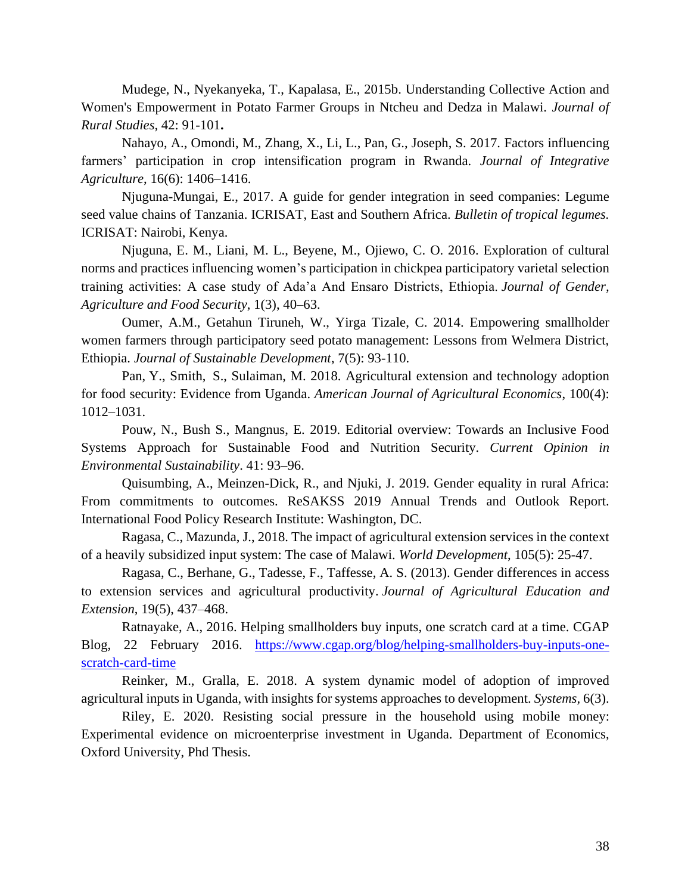Mudege, N., Nyekanyeka, T., Kapalasa, E., 2015b. Understanding Collective Action and Women's Empowerment in Potato Farmer Groups in Ntcheu and Dedza in Malawi. *Journal of Rural Studies,* 42: 91-101**.**

Nahayo, A., Omondi, M., Zhang, X., Li, L., Pan, G., Joseph, S. 2017. Factors influencing farmers' participation in crop intensification program in Rwanda. *Journal of Integrative Agriculture*, 16(6): 1406–1416.

Njuguna-Mungai, E., 2017. A guide for gender integration in seed companies: Legume seed value chains of Tanzania. ICRISAT, East and Southern Africa. *Bulletin of tropical legumes.* ICRISAT: Nairobi, Kenya.

Njuguna, E. M., Liani, M. L., Beyene, M., Ojiewo, C. O. 2016. Exploration of cultural norms and practices influencing women's participation in chickpea participatory varietal selection training activities: A case study of Ada'a And Ensaro Districts, Ethiopia. *Journal of Gender, Agriculture and Food Security*, 1(3), 40–63.

Oumer, A.M., Getahun Tiruneh, W., Yirga Tizale, C. 2014. Empowering smallholder women farmers through participatory seed potato management: Lessons from Welmera District, Ethiopia. *Journal of Sustainable Development*, 7(5): 93-110.

Pan, Y., Smith, S., Sulaiman, M. 2018. Agricultural extension and technology adoption for food security: Evidence from Uganda. *American Journal of Agricultural Economics*, 100(4): 1012–1031.

Pouw, N., Bush S., Mangnus, E. 2019. Editorial overview: Towards an Inclusive Food Systems Approach for Sustainable Food and Nutrition Security. *Current Opinion in Environmental Sustainability*. 41: 93–96.

Quisumbing, A., Meinzen-Dick, R., and Njuki, J. 2019. Gender equality in rural Africa: From commitments to outcomes. ReSAKSS 2019 Annual Trends and Outlook Report. International Food Policy Research Institute: Washington, DC.

Ragasa, C., Mazunda, J., 2018. The impact of agricultural extension services in the context of a heavily subsidized input system: The case of Malawi. *World Development,* 105(5): 25-47.

Ragasa, C., Berhane, G., Tadesse, F., Taffesse, A. S. (2013). Gender differences in access to extension services and agricultural productivity. *Journal of Agricultural Education and Extension*, 19(5), 437–468.

Ratnayake, A., 2016. Helping smallholders buy inputs, one scratch card at a time. CGAP Blog, 22 February 2016. [https://www.cgap.org/blog/helping-smallholders-buy-inputs-one-scratch-card-time](https://www.cgap.org/blog/helping-smallholders-buy-inputs-one-scratch-card-time)

Reinker, M., Gralla, E. 2018. A system dynamic model of adoption of improved agricultural inputs in Uganda, with insights for systems approaches to development. *Systems,* 6(3).

Riley, E. 2020. Resisting social pressure in the household using mobile money: Experimental evidence on microenterprise investment in Uganda. Department of Economics, Oxford University, Phd Thesis.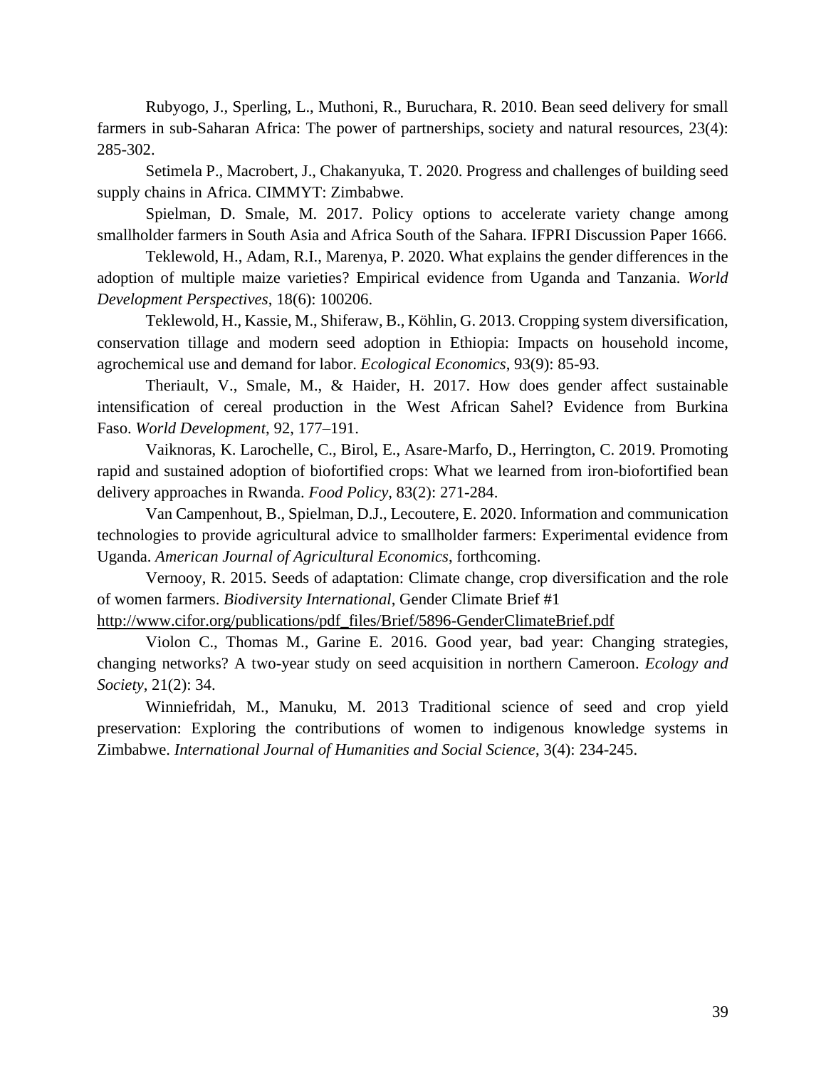Rubyogo, J., Sperling, L., Muthoni, R., Buruchara, R. 2010. Bean seed delivery for small farmers in sub-Saharan Africa: The power of partnerships, society and natural resources, 23(4): 285-302.

Setimela P., Macrobert, J., Chakanyuka, T. 2020. Progress and challenges of building seed supply chains in Africa. CIMMYT: Zimbabwe.

Spielman, D. Smale, M. 2017. Policy options to accelerate variety change among smallholder farmers in South Asia and Africa South of the Sahara. IFPRI Discussion Paper 1666.

Teklewold, H., Adam, R.I., Marenya, P. 2020. What explains the gender differences in the adoption of multiple maize varieties? Empirical evidence from Uganda and Tanzania. *World Development Perspectives*, 18(6): 100206.

Teklewold, H., Kassie, M., Shiferaw, B., Köhlin, G. 2013. Cropping system diversification, conservation tillage and modern seed adoption in Ethiopia: Impacts on household income, agrochemical use and demand for labor. *Ecological Economics*, 93(9): 85-93.

Theriault, V., Smale, M., & Haider, H. 2017. How does gender affect sustainable intensification of cereal production in the West African Sahel? Evidence from Burkina Faso. *World Development*, 92, 177–191.

Vaiknoras, K. Larochelle, C., Birol, E., Asare-Marfo, D., Herrington, C. 2019. Promoting rapid and sustained adoption of biofortified crops: What we learned from iron-biofortified bean delivery approaches in Rwanda. *Food Policy,* 83(2): 271-284.

Van Campenhout, B., Spielman, D.J., Lecoutere, E. 2020. Information and communication technologies to provide agricultural advice to smallholder farmers: Experimental evidence from Uganda. *American Journal of Agricultural Economics*, forthcoming.

Vernooy, R. 2015. Seeds of adaptation: Climate change, crop diversification and the role of women farmers. *Biodiversity International*, Gender Climate Brief #1 http://www.cifor.org/publications/pdf_files/Brief/5896-GenderClimateBrief.pdf

Violon C., Thomas M., Garine E. 2016. Good year, bad year: Changing strategies, changing networks? A two-year study on seed acquisition in northern Cameroon. *Ecology and Society*, 21(2): 34.

Winniefridah, M., Manuku, M. 2013 Traditional science of seed and crop yield preservation: Exploring the contributions of women to indigenous knowledge systems in Zimbabwe. *International Journal of Humanities and Social Science*, 3(4): 234-245.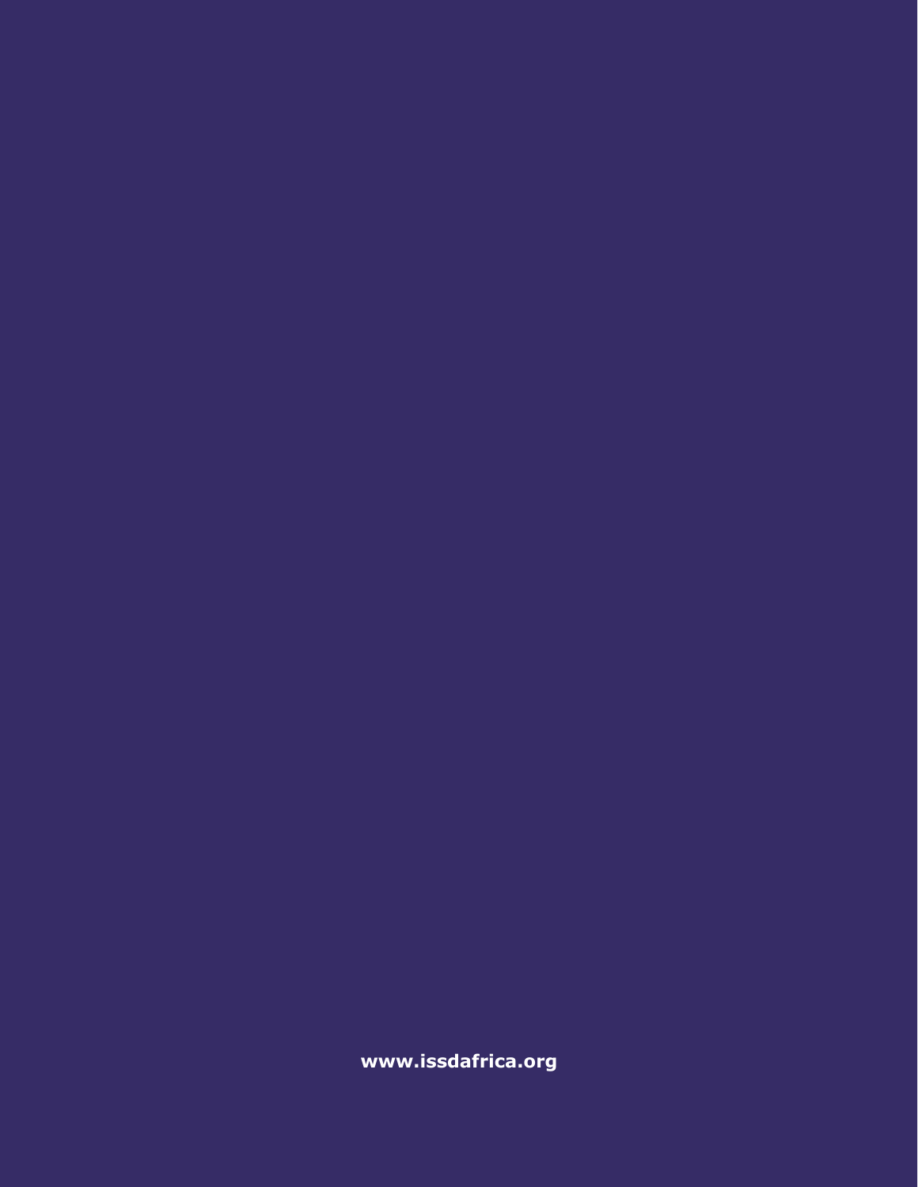**www.issdafrica.org**